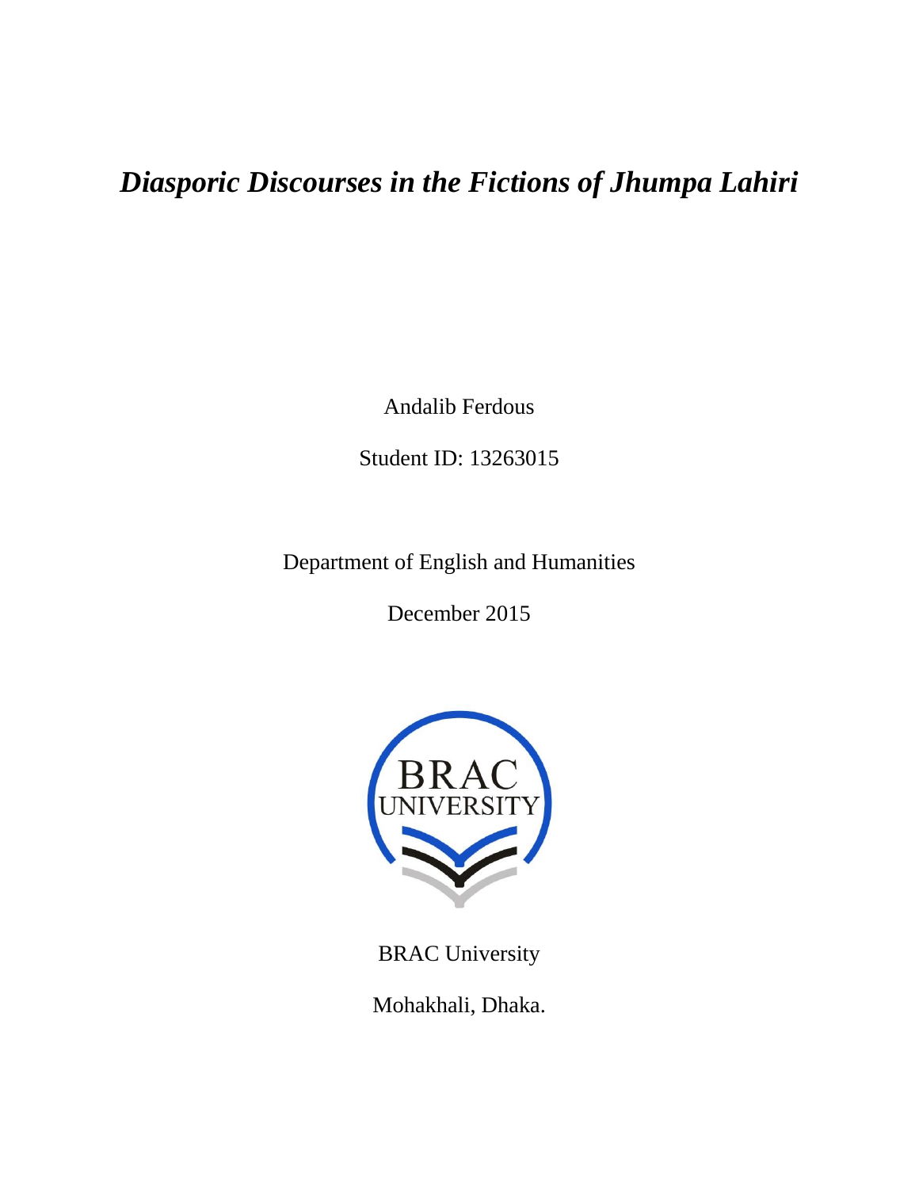# *Diasporic Discourses in the Fictions of Jhumpa Lahiri*

Andalib Ferdous

Student ID: 13263015

Department of English and Humanities

December 2015

BRAC University

Mohakhali, Dhaka.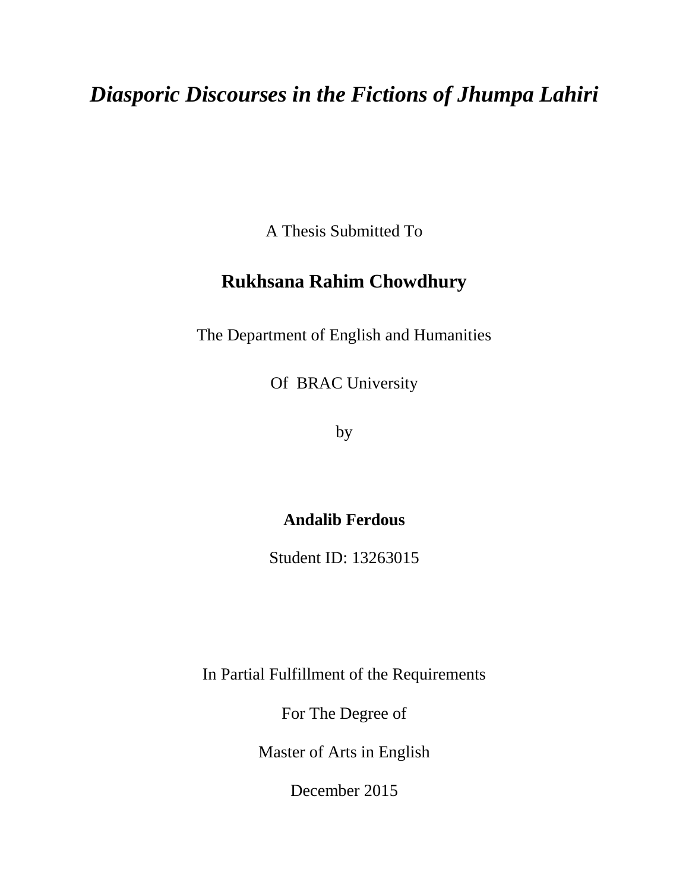# *Diasporic Discourses in the Fictions of Jhumpa Lahiri*

A Thesis Submitted To

**Rukhsana Rahim Chowdhury**

The Department of English and Humanities

Of BRAC University

by

**Andalib Ferdous**

Student ID: 13263015

In Partial Fulfillment of the Requirements

For The Degree of

Master of Arts in English

December 2015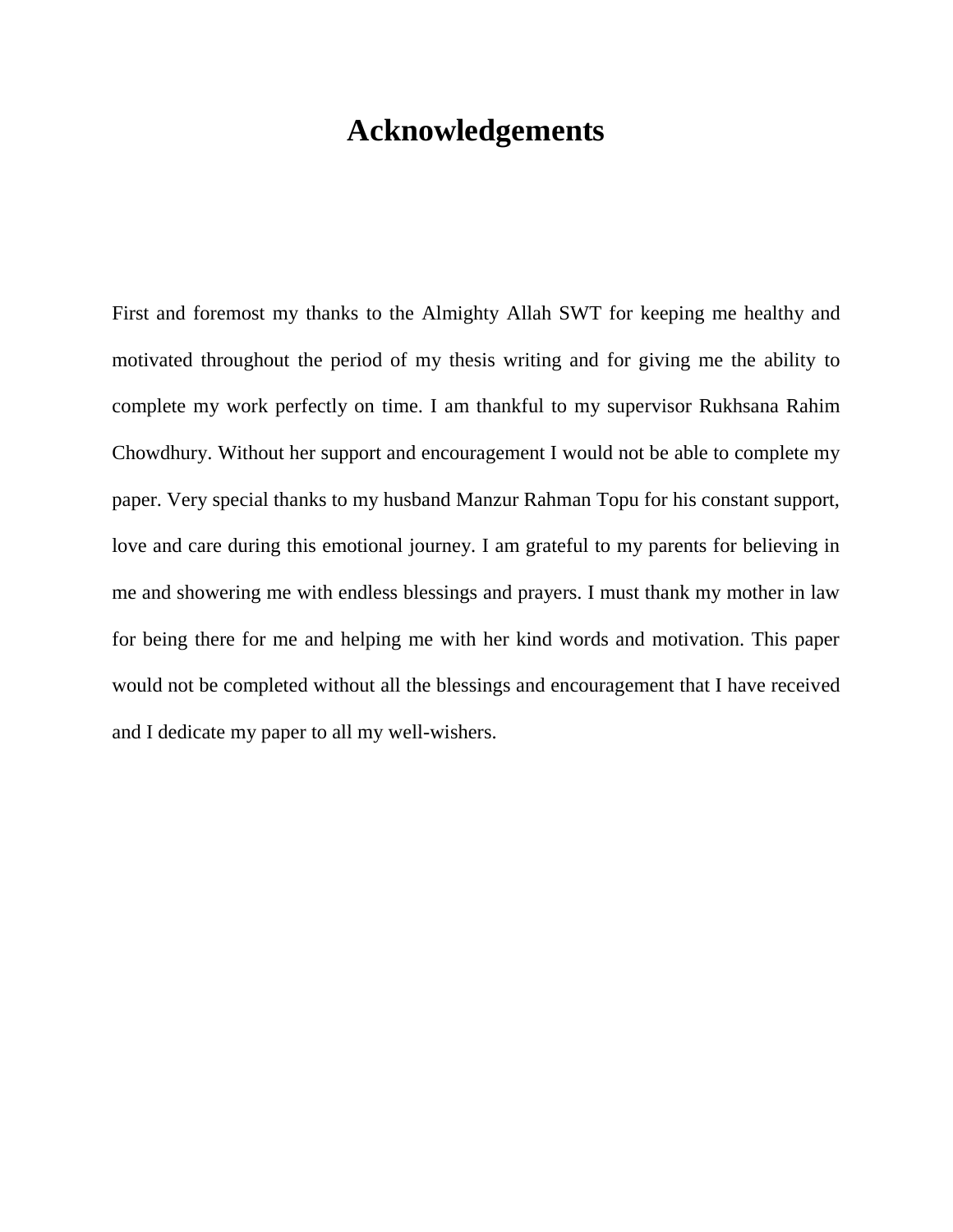# Acknowledgements

First and foremost my thanks to the Almighty Allah SWT for keeping me healthy and motivated throughout the period of my thesis writing and for giving me the ability to complete my work perfectly on time. I am thankful to my supervisor Rukhsana Rahim Chowdhury. Without her support and encouragement I would not be able to complete my paper. Very special thanks to my husband Manzur Rahman Topu for his constant support, love and care during this emotional journey. I am grateful to my parents for believing in me and showering me with endless blessings and prayers. I must thank my mother in law for being there for me and helping me with her kind words and motivation. This paper would not be completed without all the blessings and encouragement that I have received and I dedicate my paper to all my well-wishers.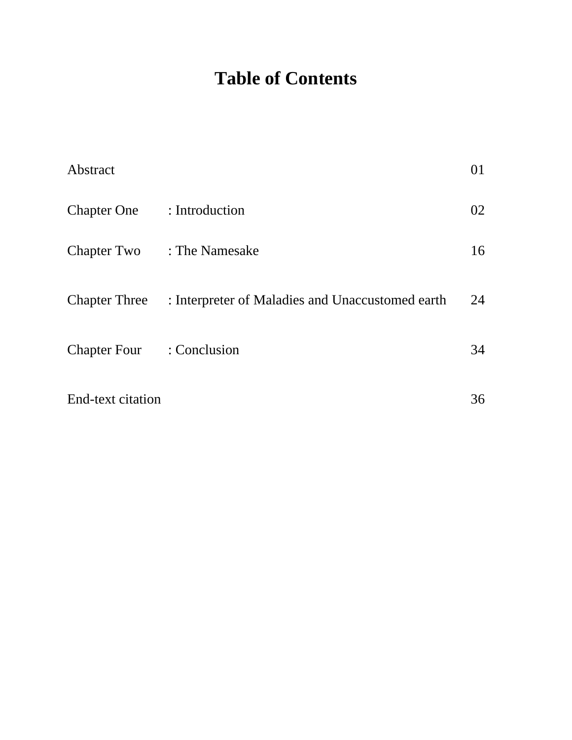# Table of Contents

| | | |
|---|---|---|
| Abstract | | 01 |
| Chapter One | : Introduction | 02 |
| Chapter Two | : The Namesake | 16 |
| Chapter Three | : Interpreter of Maladies and Unaccustomed earth | 24 |
| Chapter Four | : Conclusion | 34 |
| End-text citation | | 36 |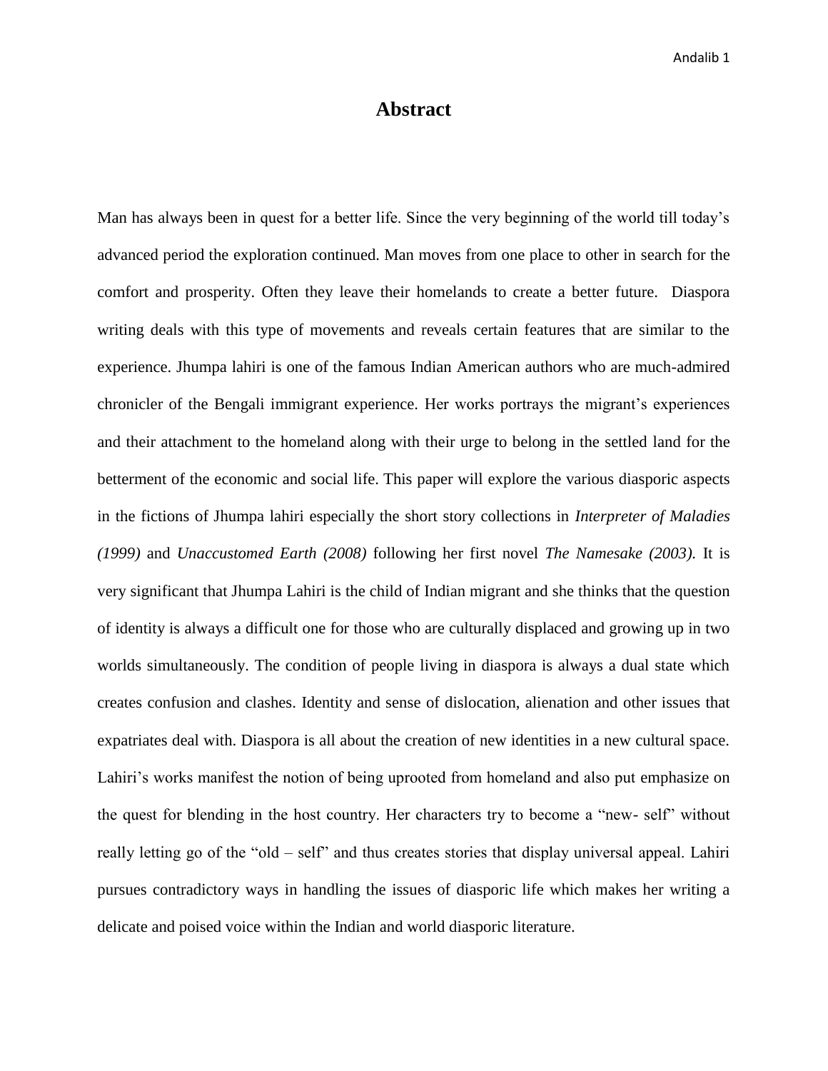# Abstract

Man has always been in quest for a better life. Since the very beginning of the world till today's advanced period the exploration continued. Man moves from one place to other in search for the comfort and prosperity. Often they leave their homelands to create a better future. Diaspora writing deals with this type of movements and reveals certain features that are similar to the experience. Jhumpa lahiri is one of the famous Indian American authors who are much-admired chronicler of the Bengali immigrant experience. Her works portrays the migrant's experiences and their attachment to the homeland along with their urge to belong in the settled land for the betterment of the economic and social life. This paper will explore the various diasporic aspects in the fictions of Jhumpa lahiri especially the short story collections in *Interpreter of Maladies (1999)* and *Unaccustomed Earth (2008)* following her first novel *The Namesake (2003).* It is very significant that Jhumpa Lahiri is the child of Indian migrant and she thinks that the question of identity is always a difficult one for those who are culturally displaced and growing up in two worlds simultaneously. The condition of people living in diaspora is always a dual state which creates confusion and clashes. Identity and sense of dislocation, alienation and other issues that expatriates deal with. Diaspora is all about the creation of new identities in a new cultural space. Lahiri's works manifest the notion of being uprooted from homeland and also put emphasize on the quest for blending in the host country. Her characters try to become a "new- self" without really letting go of the "old – self" and thus creates stories that display universal appeal. Lahiri pursues contradictory ways in handling the issues of diasporic life which makes her writing a delicate and poised voice within the Indian and world diasporic literature.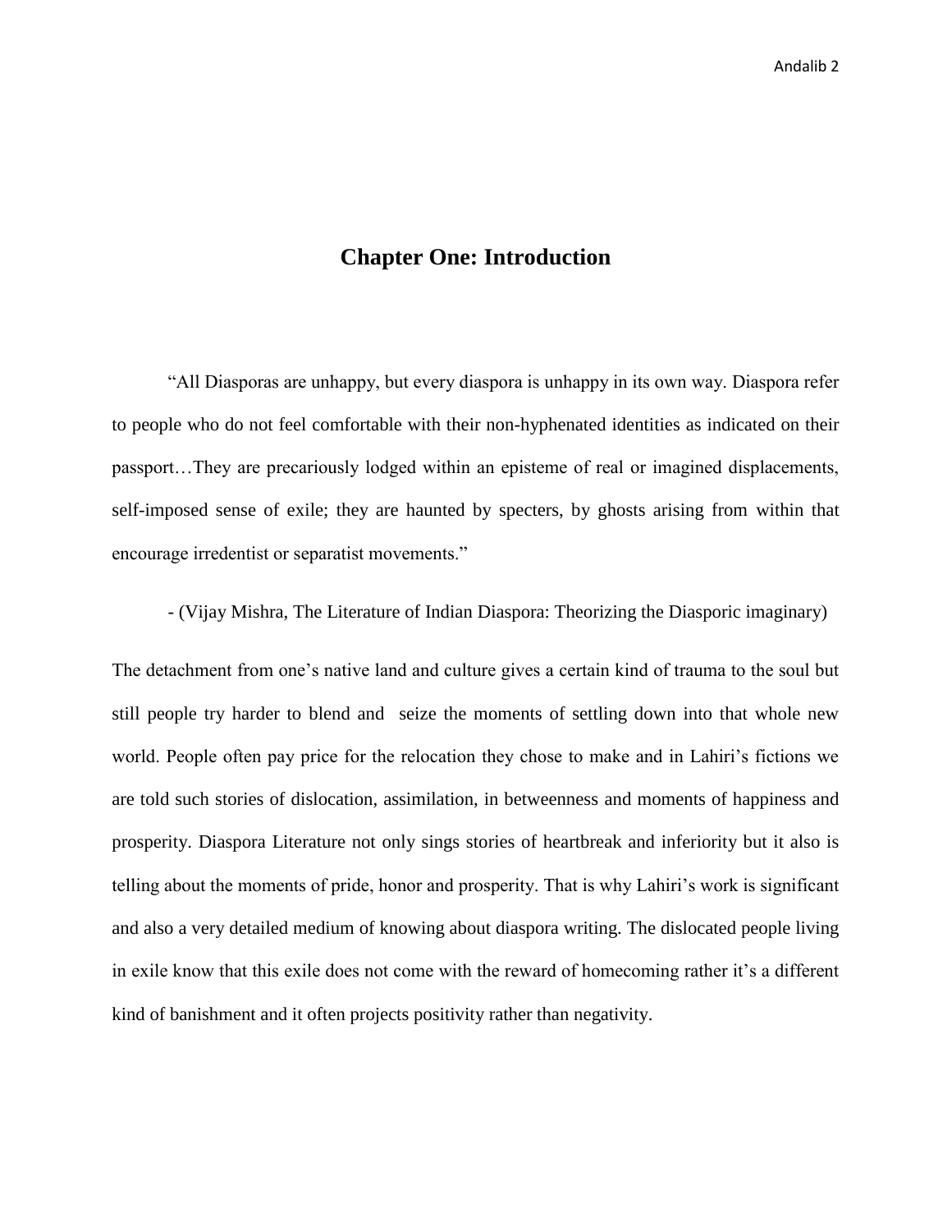# Chapter One: Introduction

"All Diasporas are unhappy, but every diaspora is unhappy in its own way. Diaspora refer to people who do not feel comfortable with their non-hyphenated identities as indicated on their passport…They are precariously lodged within an episteme of real or imagined displacements, self-imposed sense of exile; they are haunted by specters, by ghosts arising from within that encourage irredentist or separatist movements."

- (Vijay Mishra, The Literature of Indian Diaspora: Theorizing the Diasporic imaginary)

The detachment from one's native land and culture gives a certain kind of trauma to the soul but still people try harder to blend and seize the moments of settling down into that whole new world. People often pay price for the relocation they chose to make and in Lahiri's fictions we are told such stories of dislocation, assimilation, in betweenness and moments of happiness and prosperity. Diaspora Literature not only sings stories of heartbreak and inferiority but it also is telling about the moments of pride, honor and prosperity. That is why Lahiri's work is significant and also a very detailed medium of knowing about diaspora writing. The dislocated people living in exile know that this exile does not come with the reward of homecoming rather it's a different kind of banishment and it often projects positivity rather than negativity.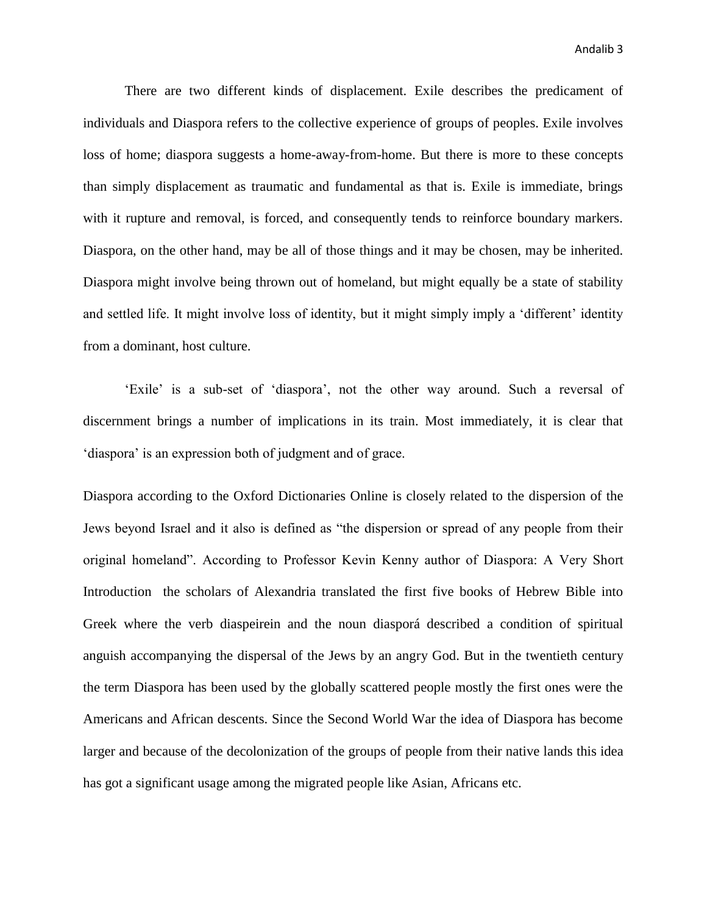There are two different kinds of displacement. Exile describes the predicament of individuals and Diaspora refers to the collective experience of groups of peoples. Exile involves loss of home; diaspora suggests a home-away-from-home. But there is more to these concepts than simply displacement as traumatic and fundamental as that is. Exile is immediate, brings with it rupture and removal, is forced, and consequently tends to reinforce boundary markers. Diaspora, on the other hand, may be all of those things and it may be chosen, may be inherited. Diaspora might involve being thrown out of homeland, but might equally be a state of stability and settled life. It might involve loss of identity, but it might simply imply a 'different' identity from a dominant, host culture.

'Exile' is a sub-set of 'diaspora', not the other way around. Such a reversal of discernment brings a number of implications in its train. Most immediately, it is clear that 'diaspora' is an expression both of judgment and of grace.

Diaspora according to the Oxford Dictionaries Online is closely related to the dispersion of the Jews beyond Israel and it also is defined as "the dispersion or spread of any people from their original homeland". According to Professor Kevin Kenny author of Diaspora: A Very Short Introduction the scholars of Alexandria translated the first five books of Hebrew Bible into Greek where the verb diaspeirein and the noun diasporá described a condition of spiritual anguish accompanying the dispersal of the Jews by an angry God. But in the twentieth century the term Diaspora has been used by the globally scattered people mostly the first ones were the Americans and African descents. Since the Second World War the idea of Diaspora has become larger and because of the decolonization of the groups of people from their native lands this idea has got a significant usage among the migrated people like Asian, Africans etc.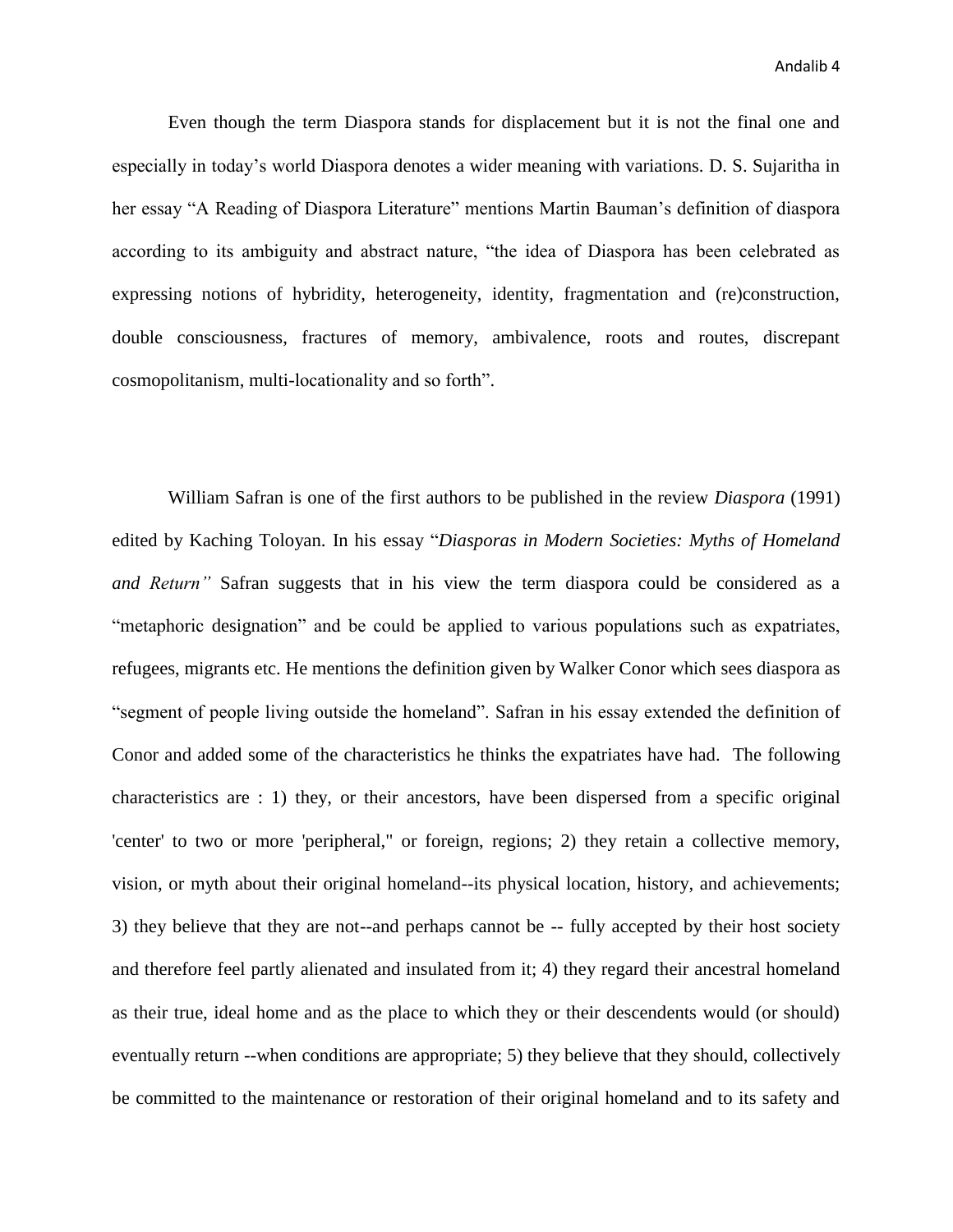Even though the term Diaspora stands for displacement but it is not the final one and especially in today's world Diaspora denotes a wider meaning with variations. D. S. Sujaritha in her essay "A Reading of Diaspora Literature" mentions Martin Bauman's definition of diaspora according to its ambiguity and abstract nature, "the idea of Diaspora has been celebrated as expressing notions of hybridity, heterogeneity, identity, fragmentation and (re)construction, double consciousness, fractures of memory, ambivalence, roots and routes, discrepant cosmopolitanism, multi-locationality and so forth".

William Safran is one of the first authors to be published in the review *Diaspora* (1991) edited by Kaching Toloyan. In his essay "*Diasporas in Modern Societies: Myths of Homeland and Return"* Safran suggests that in his view the term diaspora could be considered as a "metaphoric designation" and be could be applied to various populations such as expatriates, refugees, migrants etc. He mentions the definition given by Walker Conor which sees diaspora as "segment of people living outside the homeland". Safran in his essay extended the definition of Conor and added some of the characteristics he thinks the expatriates have had. The following characteristics are : 1) they, or their ancestors, have been dispersed from a specific original 'center' to two or more 'peripheral," or foreign, regions; 2) they retain a collective memory, vision, or myth about their original homeland--its physical location, history, and achievements; 3) they believe that they are not--and perhaps cannot be -- fully accepted by their host society and therefore feel partly alienated and insulated from it; 4) they regard their ancestral homeland as their true, ideal home and as the place to which they or their descendents would (or should) eventually return --when conditions are appropriate; 5) they believe that they should, collectively be committed to the maintenance or restoration of their original homeland and to its safety and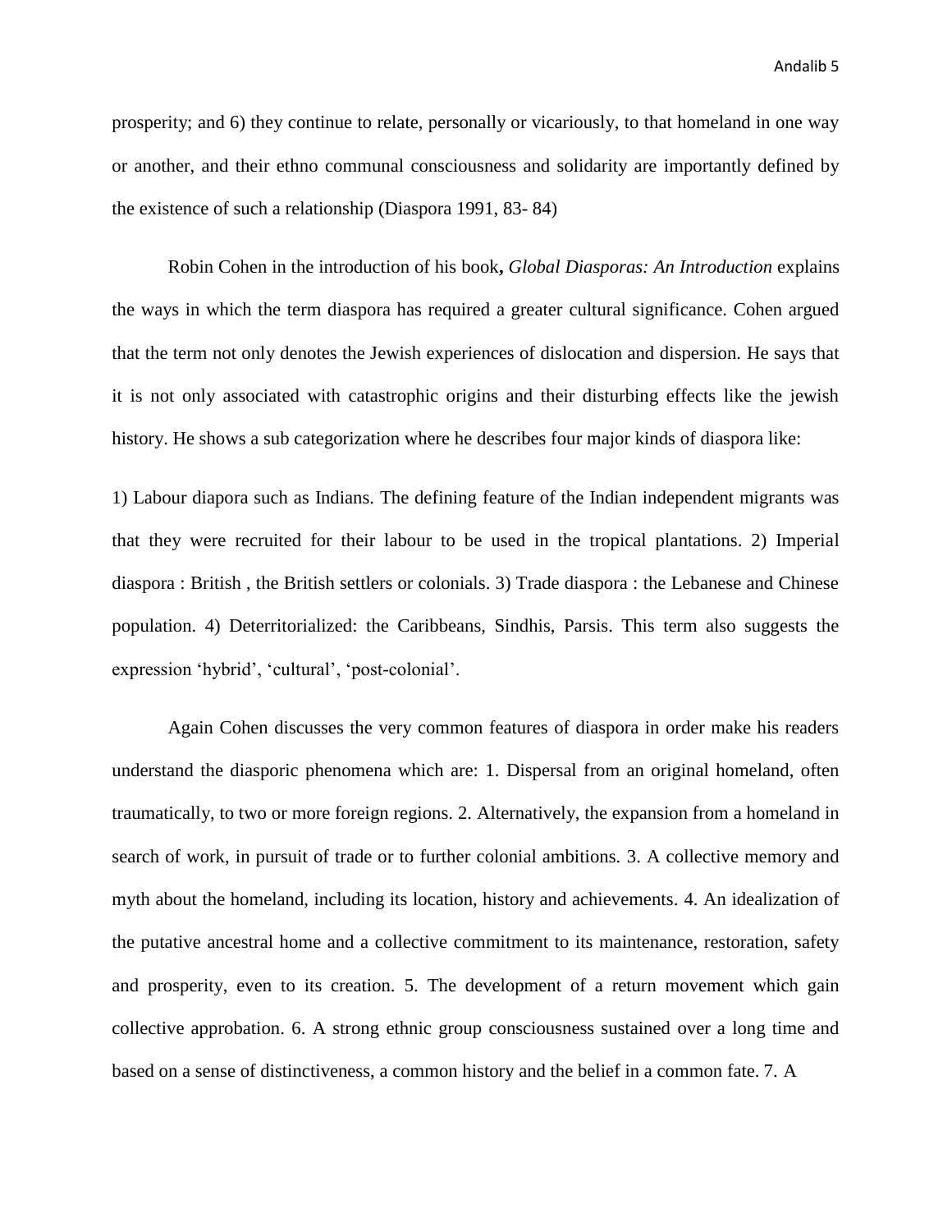prosperity; and 6) they continue to relate, personally or vicariously, to that homeland in one way or another, and their ethno communal consciousness and solidarity are importantly defined by the existence of such a relationship (Diaspora 1991, 83- 84)

Robin Cohen in the introduction of his book**,** *Global Diasporas: An Introduction* explains the ways in which the term diaspora has required a greater cultural significance. Cohen argued that the term not only denotes the Jewish experiences of dislocation and dispersion. He says that it is not only associated with catastrophic origins and their disturbing effects like the jewish history. He shows a sub categorization where he describes four major kinds of diaspora like:

1) Labour diapora such as Indians. The defining feature of the Indian independent migrants was that they were recruited for their labour to be used in the tropical plantations. 2) Imperial diaspora : British , the British settlers or colonials. 3) Trade diaspora : the Lebanese and Chinese population. 4) Deterritorialized: the Caribbeans, Sindhis, Parsis. This term also suggests the expression 'hybrid', 'cultural', 'post-colonial'.

Again Cohen discusses the very common features of diaspora in order make his readers understand the diasporic phenomena which are: 1. Dispersal from an original homeland, often traumatically, to two or more foreign regions. 2. Alternatively, the expansion from a homeland in search of work, in pursuit of trade or to further colonial ambitions. 3. A collective memory and myth about the homeland, including its location, history and achievements. 4. An idealization of the putative ancestral home and a collective commitment to its maintenance, restoration, safety and prosperity, even to its creation. 5. The development of a return movement which gain collective approbation. 6. A strong ethnic group consciousness sustained over a long time and based on a sense of distinctiveness, a common history and the belief in a common fate. 7. A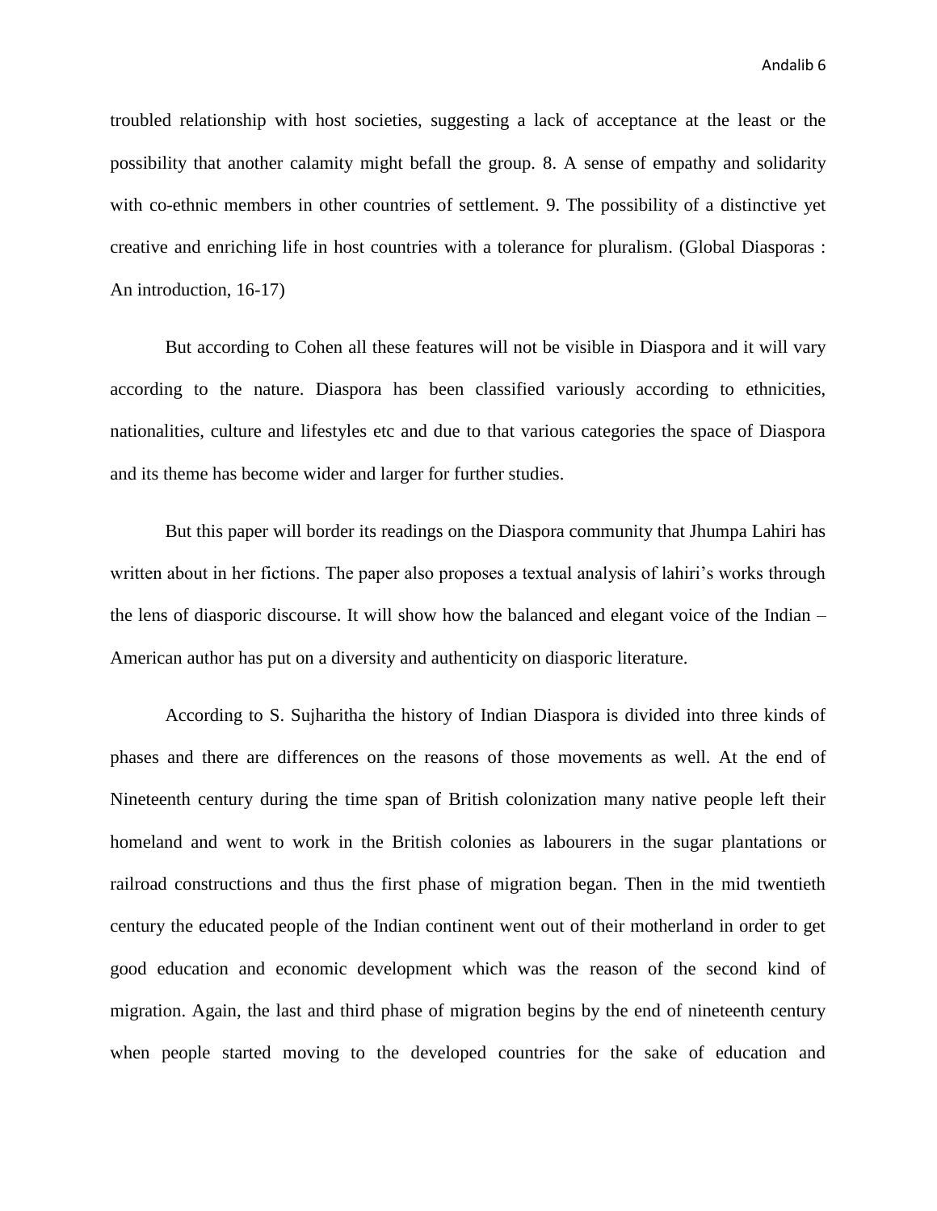troubled relationship with host societies, suggesting a lack of acceptance at the least or the possibility that another calamity might befall the group. 8. A sense of empathy and solidarity with co-ethnic members in other countries of settlement. 9. The possibility of a distinctive yet creative and enriching life in host countries with a tolerance for pluralism. (Global Diasporas : An introduction, 16-17)

But according to Cohen all these features will not be visible in Diaspora and it will vary according to the nature. Diaspora has been classified variously according to ethnicities, nationalities, culture and lifestyles etc and due to that various categories the space of Diaspora and its theme has become wider and larger for further studies.

But this paper will border its readings on the Diaspora community that Jhumpa Lahiri has written about in her fictions. The paper also proposes a textual analysis of lahiri's works through the lens of diasporic discourse. It will show how the balanced and elegant voice of the Indian – American author has put on a diversity and authenticity on diasporic literature.

According to S. Sujharitha the history of Indian Diaspora is divided into three kinds of phases and there are differences on the reasons of those movements as well. At the end of Nineteenth century during the time span of British colonization many native people left their homeland and went to work in the British colonies as labourers in the sugar plantations or railroad constructions and thus the first phase of migration began. Then in the mid twentieth century the educated people of the Indian continent went out of their motherland in order to get good education and economic development which was the reason of the second kind of migration. Again, the last and third phase of migration begins by the end of nineteenth century when people started moving to the developed countries for the sake of education and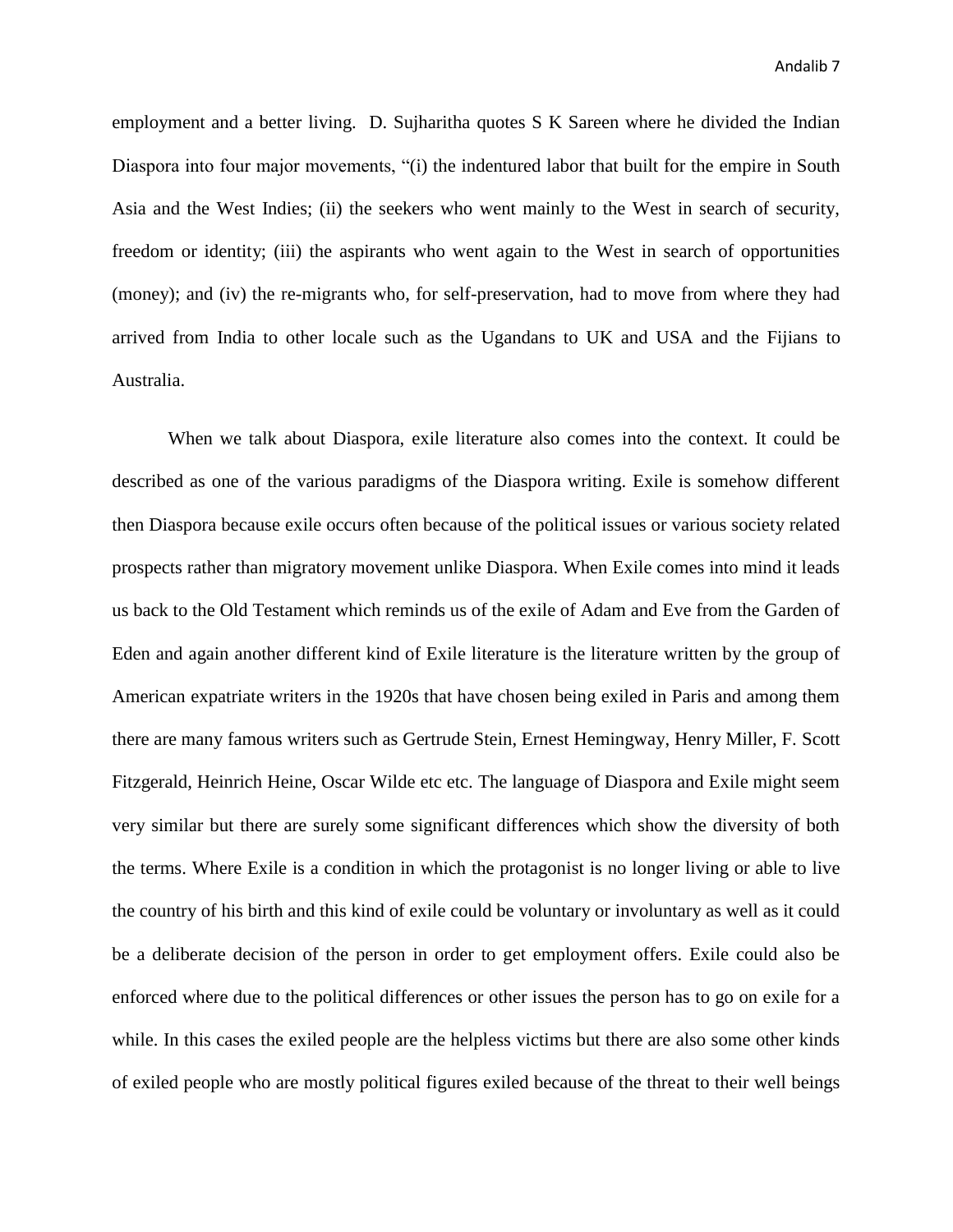employment and a better living. D. Sujharitha quotes S K Sareen where he divided the Indian Diaspora into four major movements, "(i) the indentured labor that built for the empire in South Asia and the West Indies; (ii) the seekers who went mainly to the West in search of security, freedom or identity; (iii) the aspirants who went again to the West in search of opportunities (money); and (iv) the re-migrants who, for self-preservation, had to move from where they had arrived from India to other locale such as the Ugandans to UK and USA and the Fijians to Australia.

When we talk about Diaspora, exile literature also comes into the context. It could be described as one of the various paradigms of the Diaspora writing. Exile is somehow different then Diaspora because exile occurs often because of the political issues or various society related prospects rather than migratory movement unlike Diaspora. When Exile comes into mind it leads us back to the Old Testament which reminds us of the exile of Adam and Eve from the Garden of Eden and again another different kind of Exile literature is the literature written by the group of American expatriate writers in the 1920s that have chosen being exiled in Paris and among them there are many famous writers such as Gertrude Stein, Ernest Hemingway, Henry Miller, F. Scott Fitzgerald, Heinrich Heine, Oscar Wilde etc etc. The language of Diaspora and Exile might seem very similar but there are surely some significant differences which show the diversity of both the terms. Where Exile is a condition in which the protagonist is no longer living or able to live the country of his birth and this kind of exile could be voluntary or involuntary as well as it could be a deliberate decision of the person in order to get employment offers. Exile could also be enforced where due to the political differences or other issues the person has to go on exile for a while. In this cases the exiled people are the helpless victims but there are also some other kinds of exiled people who are mostly political figures exiled because of the threat to their well beings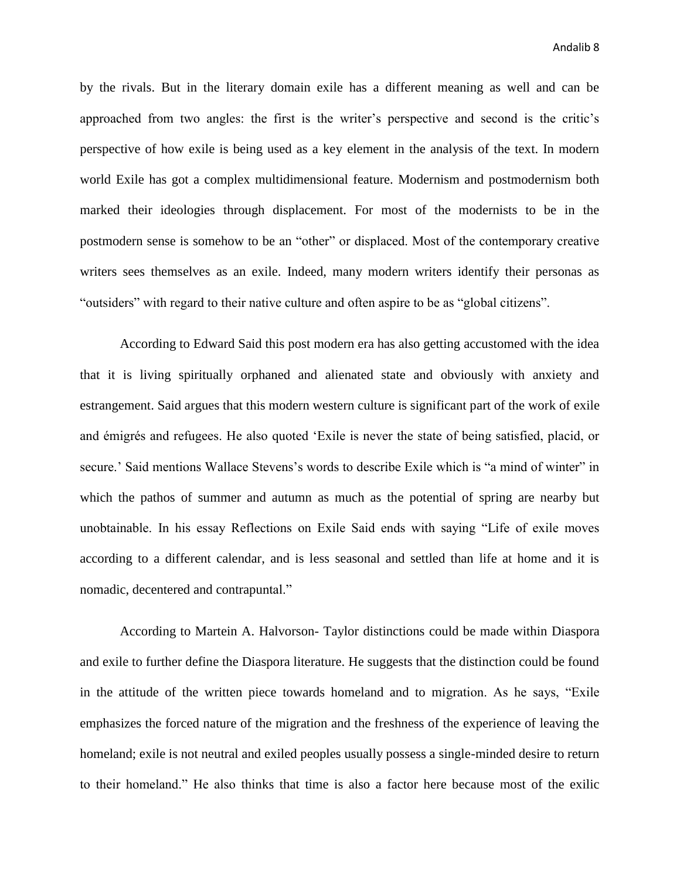by the rivals. But in the literary domain exile has a different meaning as well and can be approached from two angles: the first is the writer's perspective and second is the critic's perspective of how exile is being used as a key element in the analysis of the text. In modern world Exile has got a complex multidimensional feature. Modernism and postmodernism both marked their ideologies through displacement. For most of the modernists to be in the postmodern sense is somehow to be an "other" or displaced. Most of the contemporary creative writers sees themselves as an exile. Indeed, many modern writers identify their personas as "outsiders" with regard to their native culture and often aspire to be as "global citizens".

According to Edward Said this post modern era has also getting accustomed with the idea that it is living spiritually orphaned and alienated state and obviously with anxiety and estrangement. Said argues that this modern western culture is significant part of the work of exile and émigrés and refugees. He also quoted 'Exile is never the state of being satisfied, placid, or secure.' Said mentions Wallace Stevens's words to describe Exile which is "a mind of winter" in which the pathos of summer and autumn as much as the potential of spring are nearby but unobtainable. In his essay Reflections on Exile Said ends with saying "Life of exile moves according to a different calendar, and is less seasonal and settled than life at home and it is nomadic, decentered and contrapuntal."

According to Martein A. Halvorson- Taylor distinctions could be made within Diaspora and exile to further define the Diaspora literature. He suggests that the distinction could be found in the attitude of the written piece towards homeland and to migration. As he says, "Exile emphasizes the forced nature of the migration and the freshness of the experience of leaving the homeland; exile is not neutral and exiled peoples usually possess a single-minded desire to return to their homeland." He also thinks that time is also a factor here because most of the exilic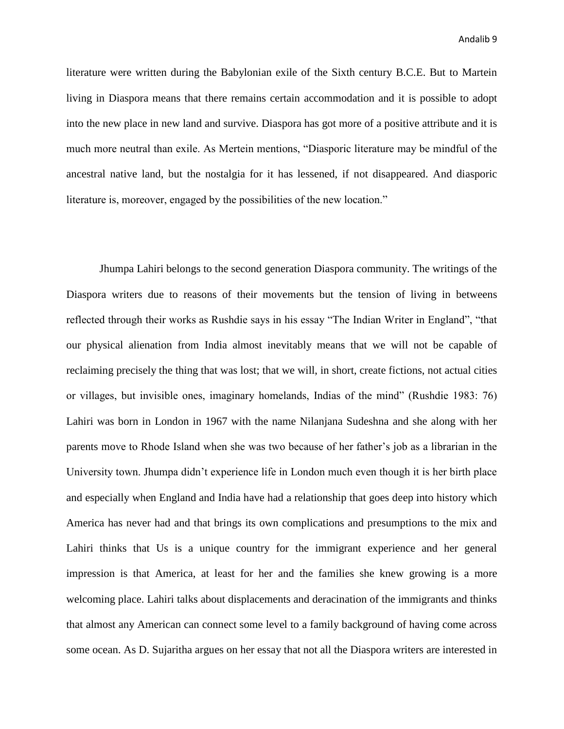literature were written during the Babylonian exile of the Sixth century B.C.E. But to Martein living in Diaspora means that there remains certain accommodation and it is possible to adopt into the new place in new land and survive. Diaspora has got more of a positive attribute and it is much more neutral than exile. As Mertein mentions, "Diasporic literature may be mindful of the ancestral native land, but the nostalgia for it has lessened, if not disappeared. And diasporic literature is, moreover, engaged by the possibilities of the new location."

Jhumpa Lahiri belongs to the second generation Diaspora community. The writings of the Diaspora writers due to reasons of their movements but the tension of living in betweens reflected through their works as Rushdie says in his essay "The Indian Writer in England", "that our physical alienation from India almost inevitably means that we will not be capable of reclaiming precisely the thing that was lost; that we will, in short, create fictions, not actual cities or villages, but invisible ones, imaginary homelands, Indias of the mind" (Rushdie 1983: 76) Lahiri was born in London in 1967 with the name Nilanjana Sudeshna and she along with her parents move to Rhode Island when she was two because of her father's job as a librarian in the University town. Jhumpa didn't experience life in London much even though it is her birth place and especially when England and India have had a relationship that goes deep into history which America has never had and that brings its own complications and presumptions to the mix and Lahiri thinks that Us is a unique country for the immigrant experience and her general impression is that America, at least for her and the families she knew growing is a more welcoming place. Lahiri talks about displacements and deracination of the immigrants and thinks that almost any American can connect some level to a family background of having come across some ocean. As D. Sujaritha argues on her essay that not all the Diaspora writers are interested in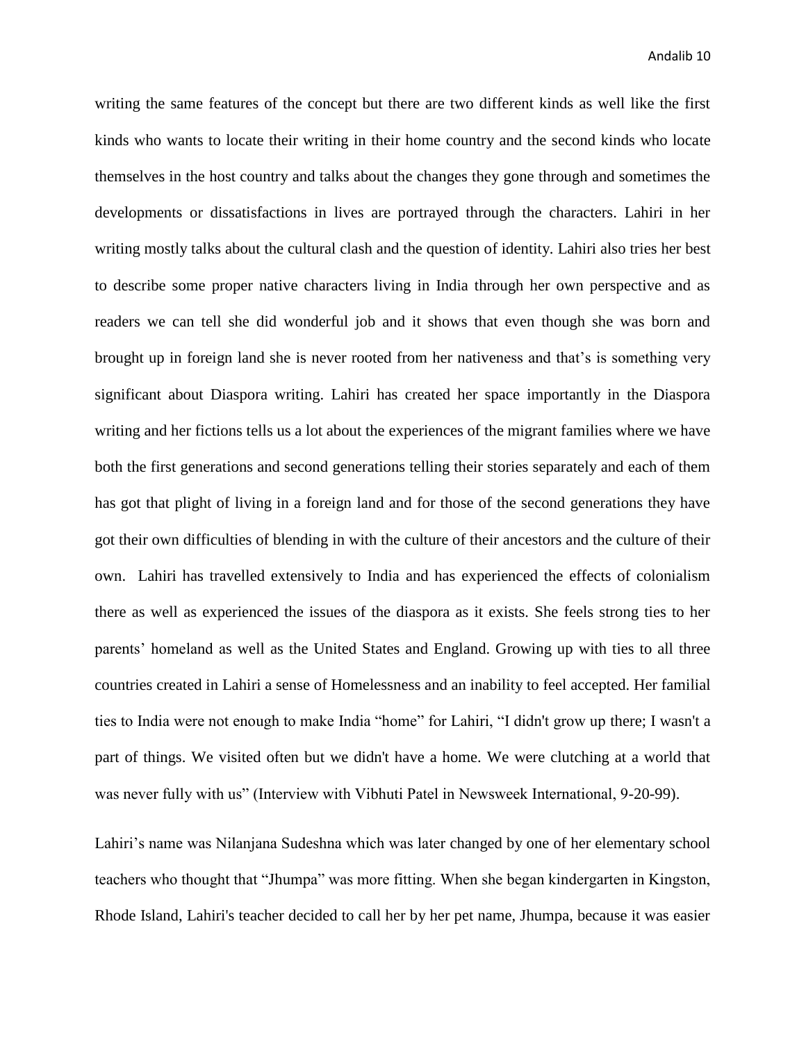writing the same features of the concept but there are two different kinds as well like the first kinds who wants to locate their writing in their home country and the second kinds who locate themselves in the host country and talks about the changes they gone through and sometimes the developments or dissatisfactions in lives are portrayed through the characters. Lahiri in her writing mostly talks about the cultural clash and the question of identity. Lahiri also tries her best to describe some proper native characters living in India through her own perspective and as readers we can tell she did wonderful job and it shows that even though she was born and brought up in foreign land she is never rooted from her nativeness and that's is something very significant about Diaspora writing. Lahiri has created her space importantly in the Diaspora writing and her fictions tells us a lot about the experiences of the migrant families where we have both the first generations and second generations telling their stories separately and each of them has got that plight of living in a foreign land and for those of the second generations they have got their own difficulties of blending in with the culture of their ancestors and the culture of their own. Lahiri has travelled extensively to India and has experienced the effects of colonialism there as well as experienced the issues of the diaspora as it exists. She feels strong ties to her parents' homeland as well as the United States and England. Growing up with ties to all three countries created in Lahiri a sense of Homelessness and an inability to feel accepted. Her familial ties to India were not enough to make India "home" for Lahiri, "I didn't grow up there; I wasn't a part of things. We visited often but we didn't have a home. We were clutching at a world that was never fully with us" (Interview with Vibhuti Patel in Newsweek International, 9-20-99).

Lahiri's name was Nilanjana Sudeshna which was later changed by one of her elementary school teachers who thought that "Jhumpa" was more fitting. When she began kindergarten in Kingston, Rhode Island, Lahiri's teacher decided to call her by her pet name, Jhumpa, because it was easier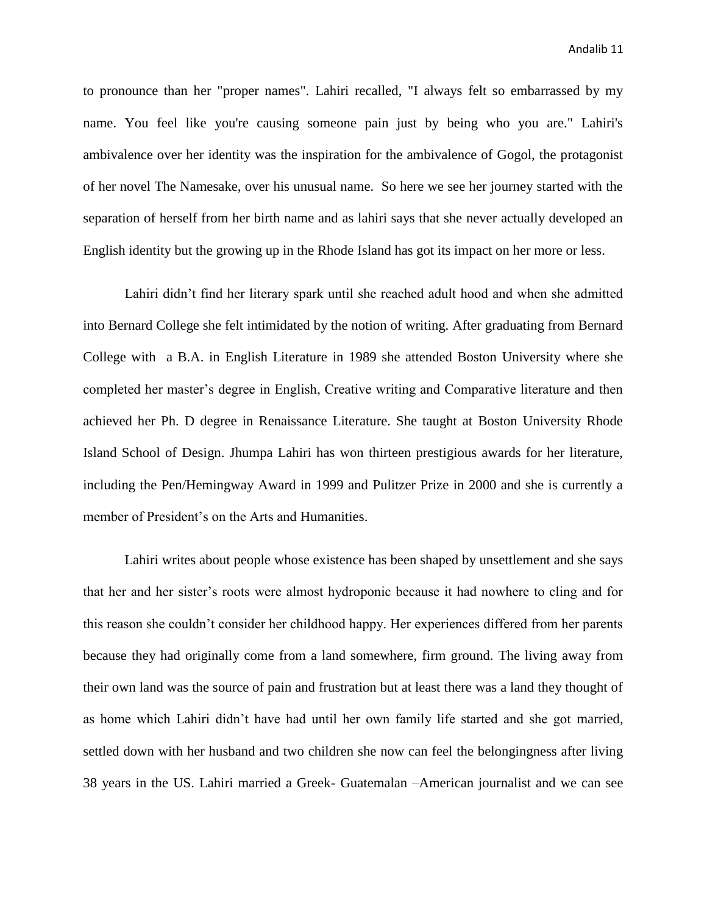to pronounce than her "proper names". Lahiri recalled, "I always felt so embarrassed by my name. You feel like you're causing someone pain just by being who you are." Lahiri's ambivalence over her identity was the inspiration for the ambivalence of Gogol, the protagonist of her novel The Namesake, over his unusual name. So here we see her journey started with the separation of herself from her birth name and as lahiri says that she never actually developed an English identity but the growing up in the Rhode Island has got its impact on her more or less.

Lahiri didn't find her literary spark until she reached adult hood and when she admitted into Bernard College she felt intimidated by the notion of writing. After graduating from Bernard College with a B.A. in English Literature in 1989 she attended Boston University where she completed her master's degree in English, Creative writing and Comparative literature and then achieved her Ph. D degree in Renaissance Literature. She taught at Boston University Rhode Island School of Design. Jhumpa Lahiri has won thirteen prestigious awards for her literature, including the Pen/Hemingway Award in 1999 and Pulitzer Prize in 2000 and she is currently a member of President's on the Arts and Humanities.

Lahiri writes about people whose existence has been shaped by unsettlement and she says that her and her sister's roots were almost hydroponic because it had nowhere to cling and for this reason she couldn't consider her childhood happy. Her experiences differed from her parents because they had originally come from a land somewhere, firm ground. The living away from their own land was the source of pain and frustration but at least there was a land they thought of as home which Lahiri didn't have had until her own family life started and she got married, settled down with her husband and two children she now can feel the belongingness after living 38 years in the US. Lahiri married a Greek- Guatemalan –American journalist and we can see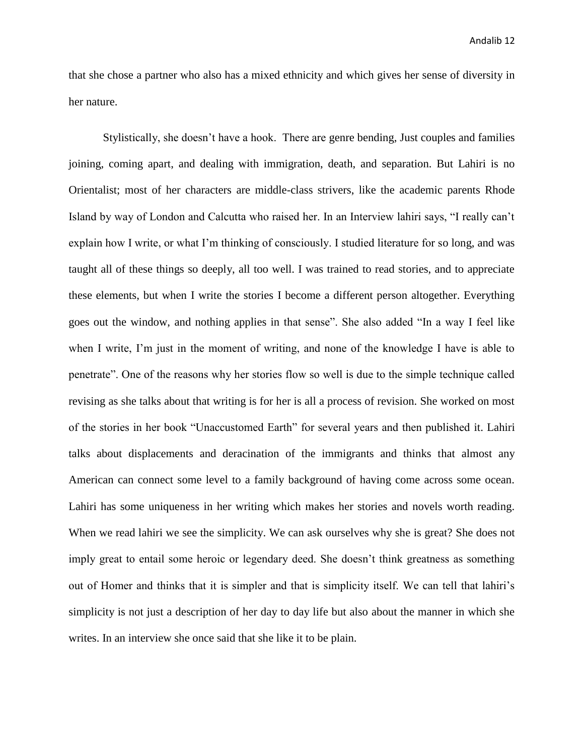that she chose a partner who also has a mixed ethnicity and which gives her sense of diversity in her nature.

Stylistically, she doesn't have a hook. There are genre bending, Just couples and families joining, coming apart, and dealing with immigration, death, and separation. But Lahiri is no Orientalist; most of her characters are middle-class strivers, like the academic parents Rhode Island by way of London and Calcutta who raised her. In an Interview lahiri says, "I really can't explain how I write, or what I'm thinking of consciously. I studied literature for so long, and was taught all of these things so deeply, all too well. I was trained to read stories, and to appreciate these elements, but when I write the stories I become a different person altogether. Everything goes out the window, and nothing applies in that sense". She also added "In a way I feel like when I write, I'm just in the moment of writing, and none of the knowledge I have is able to penetrate". One of the reasons why her stories flow so well is due to the simple technique called revising as she talks about that writing is for her is all a process of revision. She worked on most of the stories in her book "Unaccustomed Earth" for several years and then published it. Lahiri talks about displacements and deracination of the immigrants and thinks that almost any American can connect some level to a family background of having come across some ocean. Lahiri has some uniqueness in her writing which makes her stories and novels worth reading. When we read lahiri we see the simplicity. We can ask ourselves why she is great? She does not imply great to entail some heroic or legendary deed. She doesn't think greatness as something out of Homer and thinks that it is simpler and that is simplicity itself. We can tell that lahiri's simplicity is not just a description of her day to day life but also about the manner in which she writes. In an interview she once said that she like it to be plain.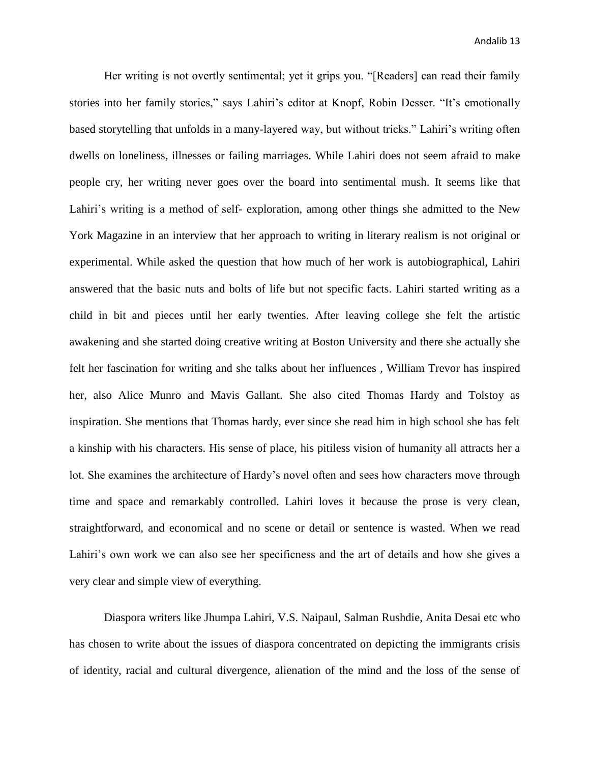Her writing is not overtly sentimental; yet it grips you. "[Readers] can read their family stories into her family stories," says Lahiri's editor at Knopf, Robin Desser. "It's emotionally based storytelling that unfolds in a many-layered way, but without tricks." Lahiri's writing often dwells on loneliness, illnesses or failing marriages. While Lahiri does not seem afraid to make people cry, her writing never goes over the board into sentimental mush. It seems like that Lahiri's writing is a method of self- exploration, among other things she admitted to the New York Magazine in an interview that her approach to writing in literary realism is not original or experimental. While asked the question that how much of her work is autobiographical, Lahiri answered that the basic nuts and bolts of life but not specific facts. Lahiri started writing as a child in bit and pieces until her early twenties. After leaving college she felt the artistic awakening and she started doing creative writing at Boston University and there she actually she felt her fascination for writing and she talks about her influences , William Trevor has inspired her, also Alice Munro and Mavis Gallant. She also cited Thomas Hardy and Tolstoy as inspiration. She mentions that Thomas hardy, ever since she read him in high school she has felt a kinship with his characters. His sense of place, his pitiless vision of humanity all attracts her a lot. She examines the architecture of Hardy's novel often and sees how characters move through time and space and remarkably controlled. Lahiri loves it because the prose is very clean, straightforward, and economical and no scene or detail or sentence is wasted. When we read Lahiri's own work we can also see her specificness and the art of details and how she gives a very clear and simple view of everything.

Diaspora writers like Jhumpa Lahiri, V.S. Naipaul, Salman Rushdie, Anita Desai etc who has chosen to write about the issues of diaspora concentrated on depicting the immigrants crisis of identity, racial and cultural divergence, alienation of the mind and the loss of the sense of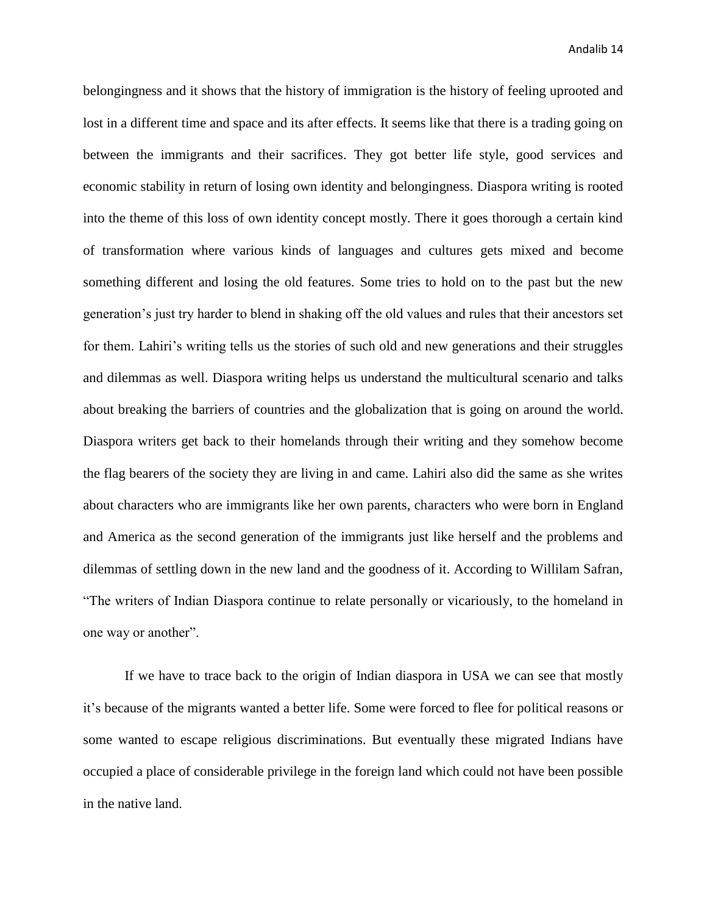belongingness and it shows that the history of immigration is the history of feeling uprooted and lost in a different time and space and its after effects. It seems like that there is a trading going on between the immigrants and their sacrifices. They got better life style, good services and economic stability in return of losing own identity and belongingness. Diaspora writing is rooted into the theme of this loss of own identity concept mostly. There it goes thorough a certain kind of transformation where various kinds of languages and cultures gets mixed and become something different and losing the old features. Some tries to hold on to the past but the new generation's just try harder to blend in shaking off the old values and rules that their ancestors set for them. Lahiri's writing tells us the stories of such old and new generations and their struggles and dilemmas as well. Diaspora writing helps us understand the multicultural scenario and talks about breaking the barriers of countries and the globalization that is going on around the world. Diaspora writers get back to their homelands through their writing and they somehow become the flag bearers of the society they are living in and came. Lahiri also did the same as she writes about characters who are immigrants like her own parents, characters who were born in England and America as the second generation of the immigrants just like herself and the problems and dilemmas of settling down in the new land and the goodness of it. According to Willilam Safran, "The writers of Indian Diaspora continue to relate personally or vicariously, to the homeland in one way or another".

If we have to trace back to the origin of Indian diaspora in USA we can see that mostly it's because of the migrants wanted a better life. Some were forced to flee for political reasons or some wanted to escape religious discriminations. But eventually these migrated Indians have occupied a place of considerable privilege in the foreign land which could not have been possible in the native land.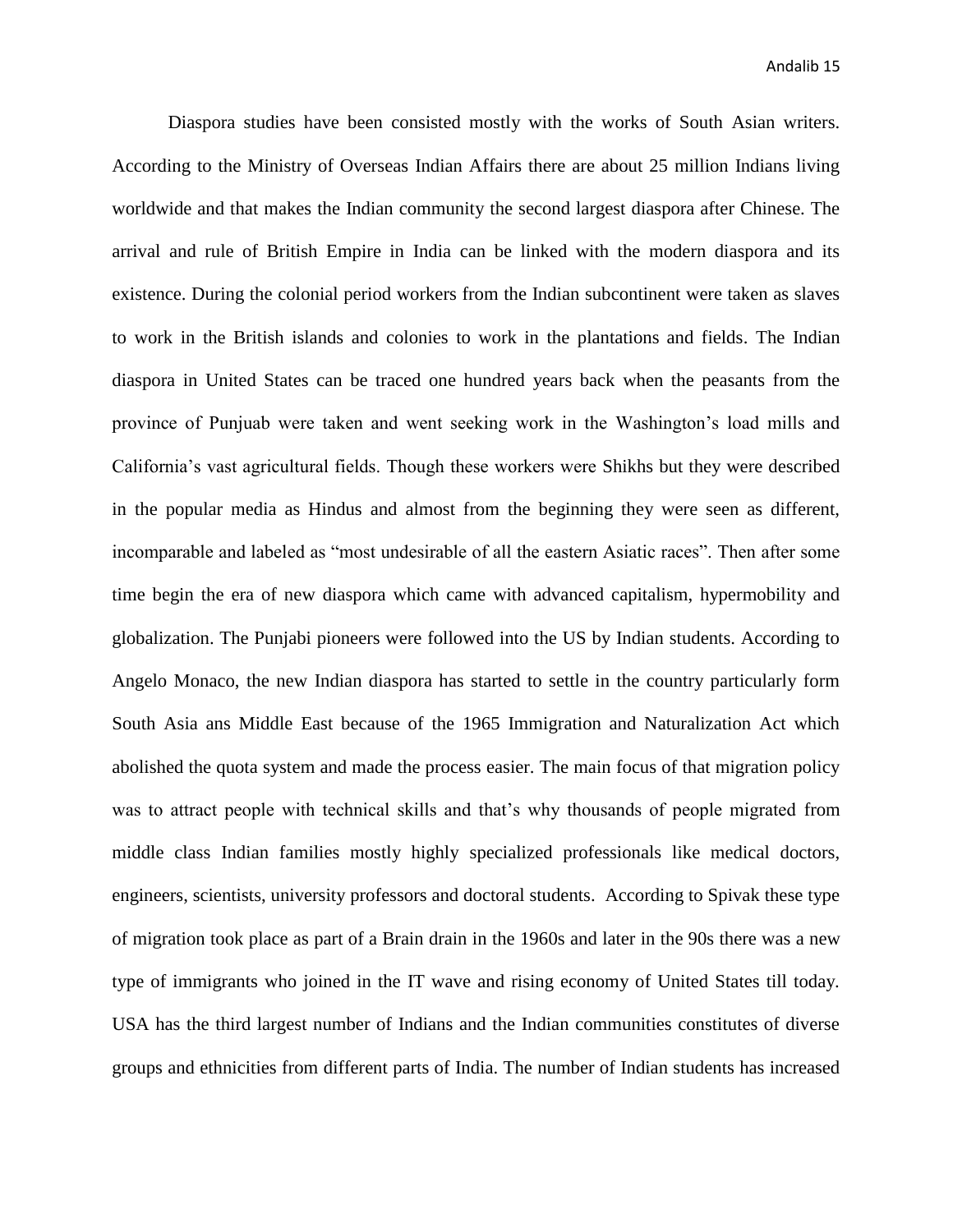Diaspora studies have been consisted mostly with the works of South Asian writers. According to the Ministry of Overseas Indian Affairs there are about 25 million Indians living worldwide and that makes the Indian community the second largest diaspora after Chinese. The arrival and rule of British Empire in India can be linked with the modern diaspora and its existence. During the colonial period workers from the Indian subcontinent were taken as slaves to work in the British islands and colonies to work in the plantations and fields. The Indian diaspora in United States can be traced one hundred years back when the peasants from the province of Punjuab were taken and went seeking work in the Washington's load mills and California's vast agricultural fields. Though these workers were Shikhs but they were described in the popular media as Hindus and almost from the beginning they were seen as different, incomparable and labeled as "most undesirable of all the eastern Asiatic races". Then after some time begin the era of new diaspora which came with advanced capitalism, hypermobility and globalization. The Punjabi pioneers were followed into the US by Indian students. According to Angelo Monaco, the new Indian diaspora has started to settle in the country particularly form South Asia ans Middle East because of the 1965 Immigration and Naturalization Act which abolished the quota system and made the process easier. The main focus of that migration policy was to attract people with technical skills and that's why thousands of people migrated from middle class Indian families mostly highly specialized professionals like medical doctors, engineers, scientists, university professors and doctoral students. According to Spivak these type of migration took place as part of a Brain drain in the 1960s and later in the 90s there was a new type of immigrants who joined in the IT wave and rising economy of United States till today. USA has the third largest number of Indians and the Indian communities constitutes of diverse groups and ethnicities from different parts of India. The number of Indian students has increased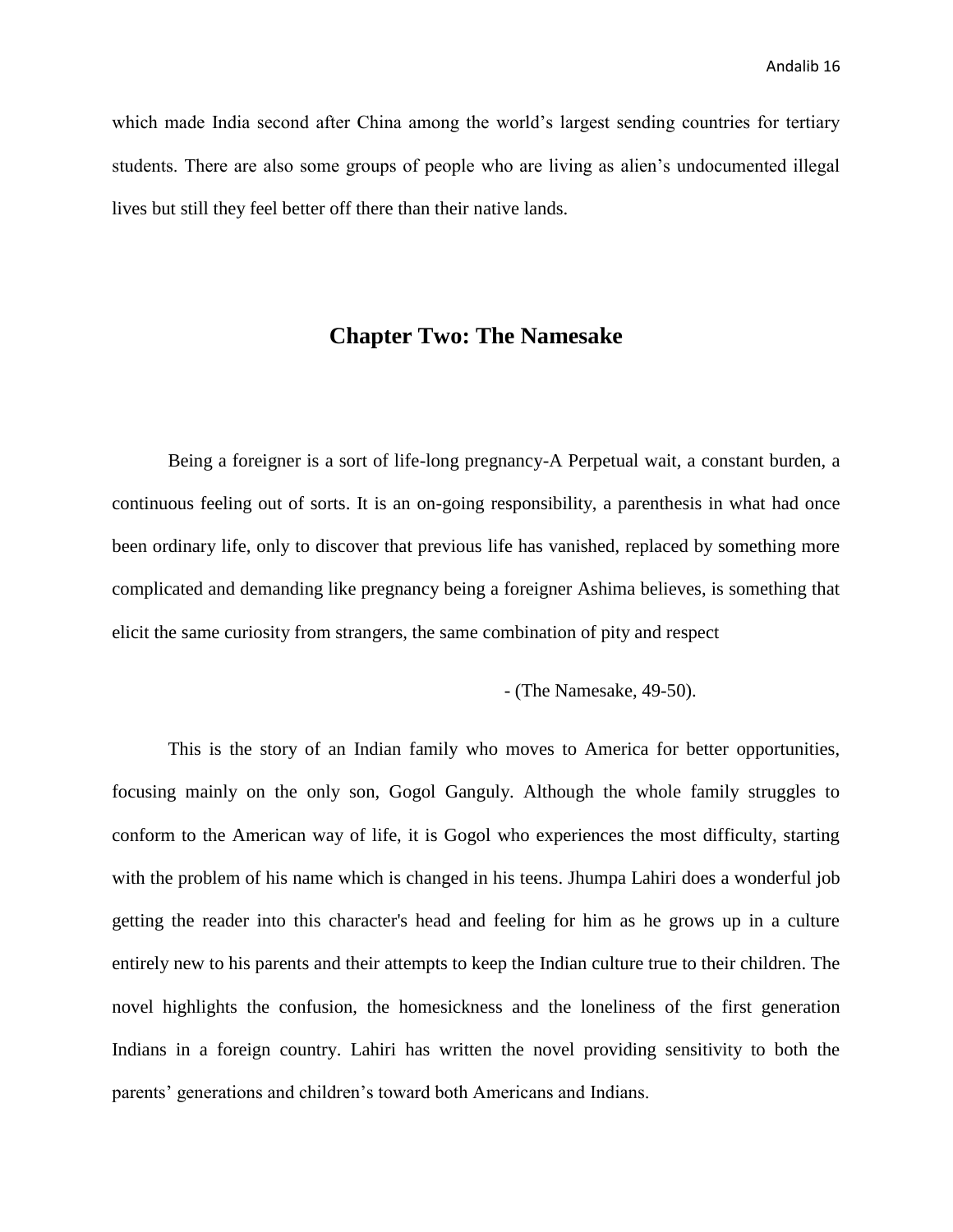which made India second after China among the world's largest sending countries for tertiary students. There are also some groups of people who are living as alien's undocumented illegal lives but still they feel better off there than their native lands.

## Chapter Two: The Namesake

Being a foreigner is a sort of life-long pregnancy-A Perpetual wait, a constant burden, a continuous feeling out of sorts. It is an on-going responsibility, a parenthesis in what had once been ordinary life, only to discover that previous life has vanished, replaced by something more complicated and demanding like pregnancy being a foreigner Ashima believes, is something that elicit the same curiosity from strangers, the same combination of pity and respect

- (The Namesake, 49-50).

This is the story of an Indian family who moves to America for better opportunities, focusing mainly on the only son, Gogol Ganguly. Although the whole family struggles to conform to the American way of life, it is Gogol who experiences the most difficulty, starting with the problem of his name which is changed in his teens. Jhumpa Lahiri does a wonderful job getting the reader into this character's head and feeling for him as he grows up in a culture entirely new to his parents and their attempts to keep the Indian culture true to their children. The novel highlights the confusion, the homesickness and the loneliness of the first generation Indians in a foreign country. Lahiri has written the novel providing sensitivity to both the parents' generations and children's toward both Americans and Indians.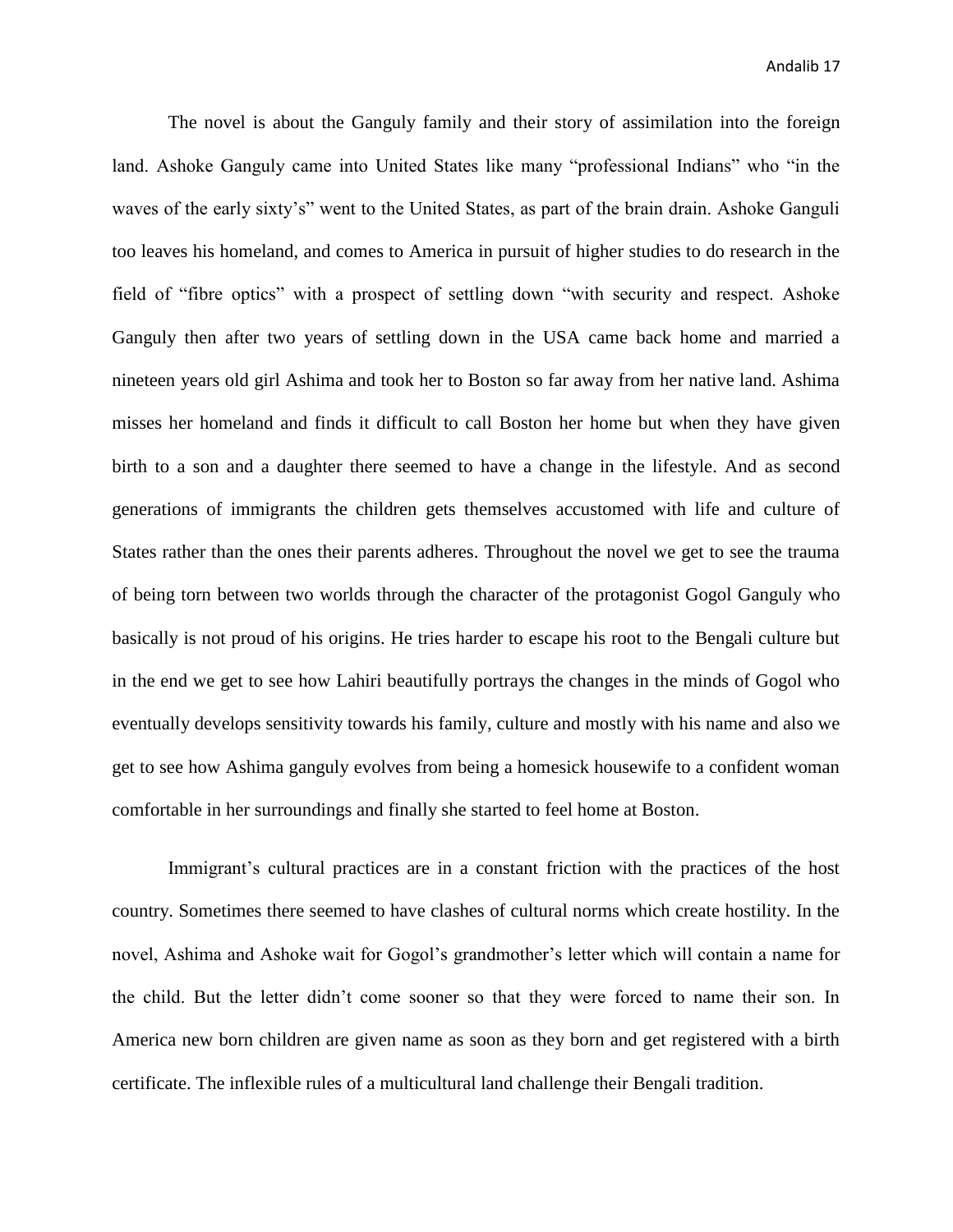The novel is about the Ganguly family and their story of assimilation into the foreign land. Ashoke Ganguly came into United States like many "professional Indians" who "in the waves of the early sixty's" went to the United States, as part of the brain drain. Ashoke Ganguli too leaves his homeland, and comes to America in pursuit of higher studies to do research in the field of "fibre optics" with a prospect of settling down "with security and respect. Ashoke Ganguly then after two years of settling down in the USA came back home and married a nineteen years old girl Ashima and took her to Boston so far away from her native land. Ashima misses her homeland and finds it difficult to call Boston her home but when they have given birth to a son and a daughter there seemed to have a change in the lifestyle. And as second generations of immigrants the children gets themselves accustomed with life and culture of States rather than the ones their parents adheres. Throughout the novel we get to see the trauma of being torn between two worlds through the character of the protagonist Gogol Ganguly who basically is not proud of his origins. He tries harder to escape his root to the Bengali culture but in the end we get to see how Lahiri beautifully portrays the changes in the minds of Gogol who eventually develops sensitivity towards his family, culture and mostly with his name and also we get to see how Ashima ganguly evolves from being a homesick housewife to a confident woman comfortable in her surroundings and finally she started to feel home at Boston.

Immigrant's cultural practices are in a constant friction with the practices of the host country. Sometimes there seemed to have clashes of cultural norms which create hostility. In the novel, Ashima and Ashoke wait for Gogol's grandmother's letter which will contain a name for the child. But the letter didn't come sooner so that they were forced to name their son. In America new born children are given name as soon as they born and get registered with a birth certificate. The inflexible rules of a multicultural land challenge their Bengali tradition.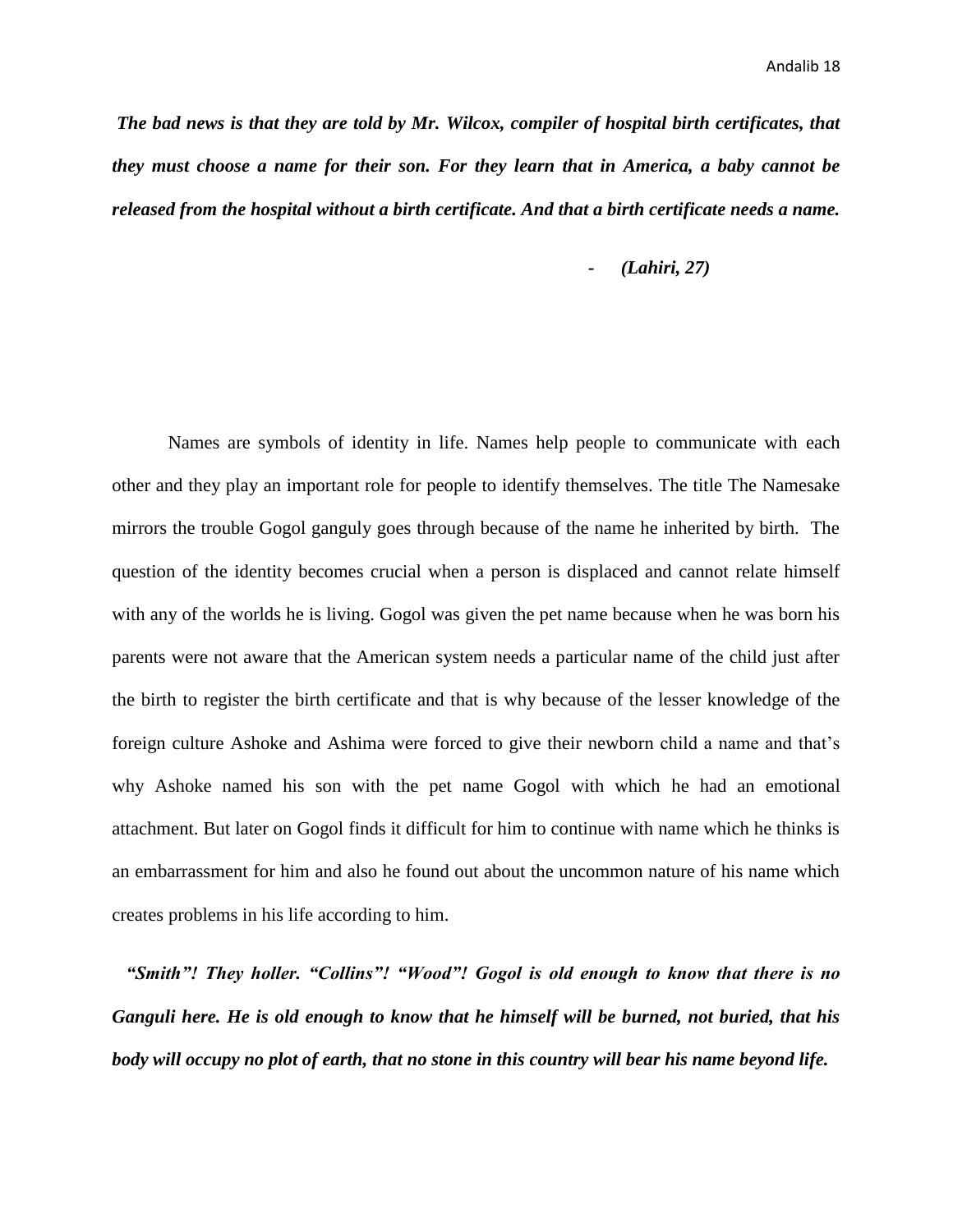***The bad news is that they are told by Mr. Wilcox, compiler of hospital birth certificates, that they must choose a name for their son. For they learn that in America, a baby cannot be released from the hospital without a birth certificate. And that a birth certificate needs a name.***

***- (Lahiri, 27)***

Names are symbols of identity in life. Names help people to communicate with each other and they play an important role for people to identify themselves. The title The Namesake mirrors the trouble Gogol ganguly goes through because of the name he inherited by birth. The question of the identity becomes crucial when a person is displaced and cannot relate himself with any of the worlds he is living. Gogol was given the pet name because when he was born his parents were not aware that the American system needs a particular name of the child just after the birth to register the birth certificate and that is why because of the lesser knowledge of the foreign culture Ashoke and Ashima were forced to give their newborn child a name and that's why Ashoke named his son with the pet name Gogol with which he had an emotional attachment. But later on Gogol finds it difficult for him to continue with name which he thinks is an embarrassment for him and also he found out about the uncommon nature of his name which creates problems in his life according to him.

***"Smith"! They holler. "Collins"! "Wood"! Gogol is old enough to know that there is no Ganguli here. He is old enough to know that he himself will be burned, not buried, that his body will occupy no plot of earth, that no stone in this country will bear his name beyond life.***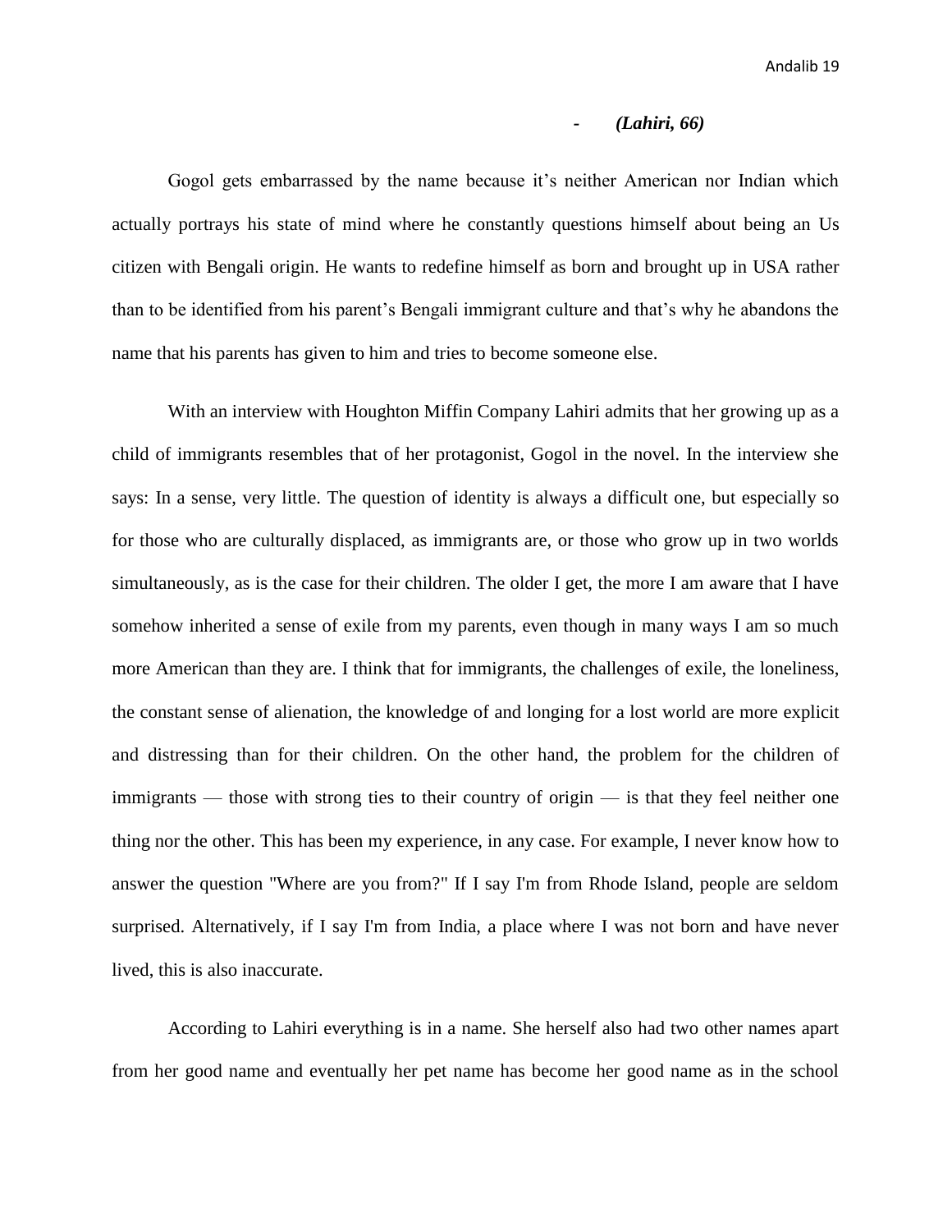- *(Lahiri, 66)*

Gogol gets embarrassed by the name because it's neither American nor Indian which actually portrays his state of mind where he constantly questions himself about being an Us citizen with Bengali origin. He wants to redefine himself as born and brought up in USA rather than to be identified from his parent's Bengali immigrant culture and that's why he abandons the name that his parents has given to him and tries to become someone else.

With an interview with Houghton Miffin Company Lahiri admits that her growing up as a child of immigrants resembles that of her protagonist, Gogol in the novel. In the interview she says: In a sense, very little. The question of identity is always a difficult one, but especially so for those who are culturally displaced, as immigrants are, or those who grow up in two worlds simultaneously, as is the case for their children. The older I get, the more I am aware that I have somehow inherited a sense of exile from my parents, even though in many ways I am so much more American than they are. I think that for immigrants, the challenges of exile, the loneliness, the constant sense of alienation, the knowledge of and longing for a lost world are more explicit and distressing than for their children. On the other hand, the problem for the children of immigrants — those with strong ties to their country of origin — is that they feel neither one thing nor the other. This has been my experience, in any case. For example, I never know how to answer the question "Where are you from?" If I say I'm from Rhode Island, people are seldom surprised. Alternatively, if I say I'm from India, a place where I was not born and have never lived, this is also inaccurate.

According to Lahiri everything is in a name. She herself also had two other names apart from her good name and eventually her pet name has become her good name as in the school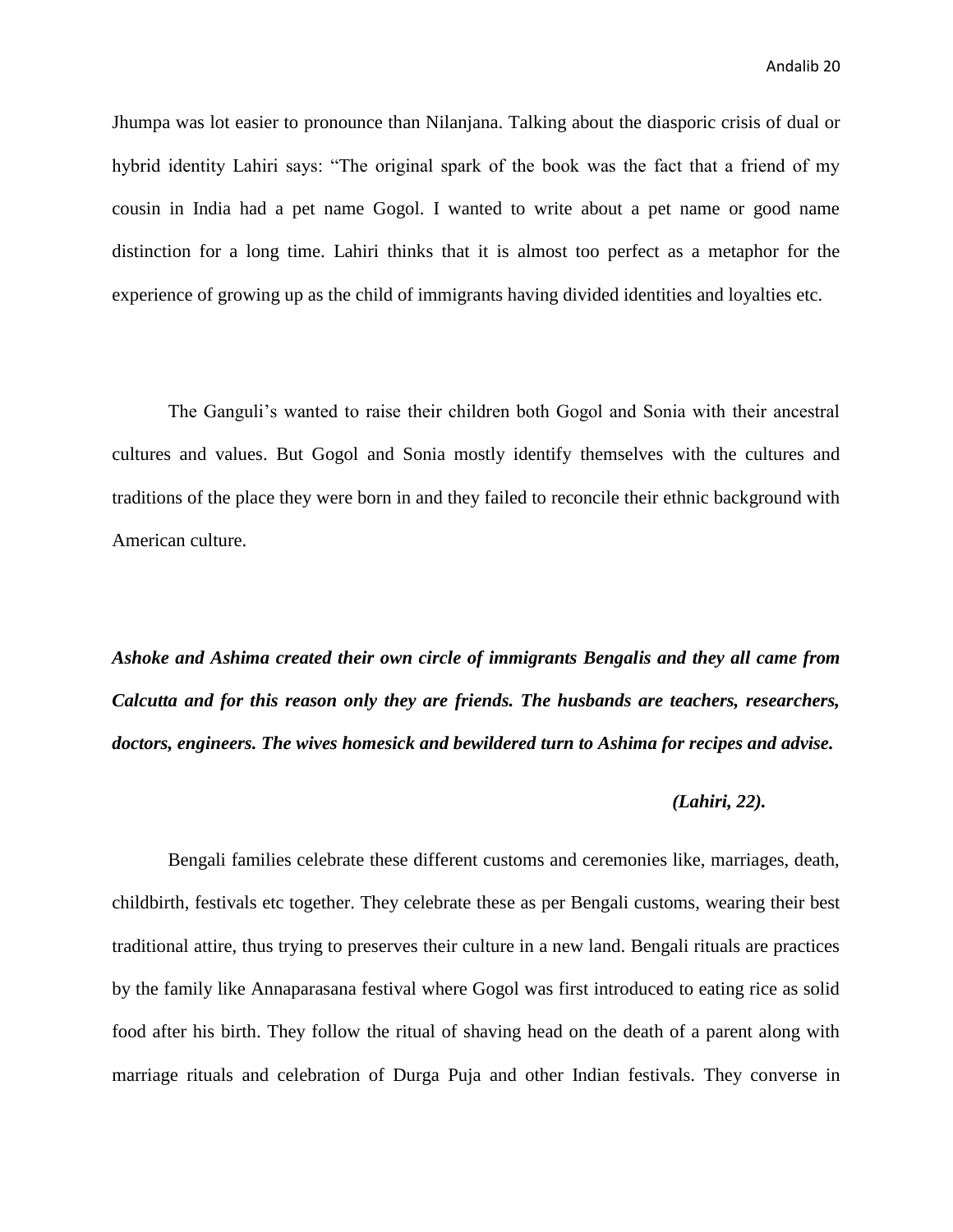Jhumpa was lot easier to pronounce than Nilanjana. Talking about the diasporic crisis of dual or hybrid identity Lahiri says: “The original spark of the book was the fact that a friend of my cousin in India had a pet name Gogol. I wanted to write about a pet name or good name distinction for a long time. Lahiri thinks that it is almost too perfect as a metaphor for the experience of growing up as the child of immigrants having divided identities and loyalties etc.

The Ganguli’s wanted to raise their children both Gogol and Sonia with their ancestral cultures and values. But Gogol and Sonia mostly identify themselves with the cultures and traditions of the place they were born in and they failed to reconcile their ethnic background with American culture.

***Ashoke and Ashima created their own circle of immigrants Bengalis and they all came from Calcutta and for this reason only they are friends. The husbands are teachers, researchers, doctors, engineers. The wives homesick and bewildered turn to Ashima for recipes and advise.***

***(Lahiri, 22).***

Bengali families celebrate these different customs and ceremonies like, marriages, death, childbirth, festivals etc together. They celebrate these as per Bengali customs, wearing their best traditional attire, thus trying to preserves their culture in a new land. Bengali rituals are practices by the family like Annaparasana festival where Gogol was first introduced to eating rice as solid food after his birth. They follow the ritual of shaving head on the death of a parent along with marriage rituals and celebration of Durga Puja and other Indian festivals. They converse in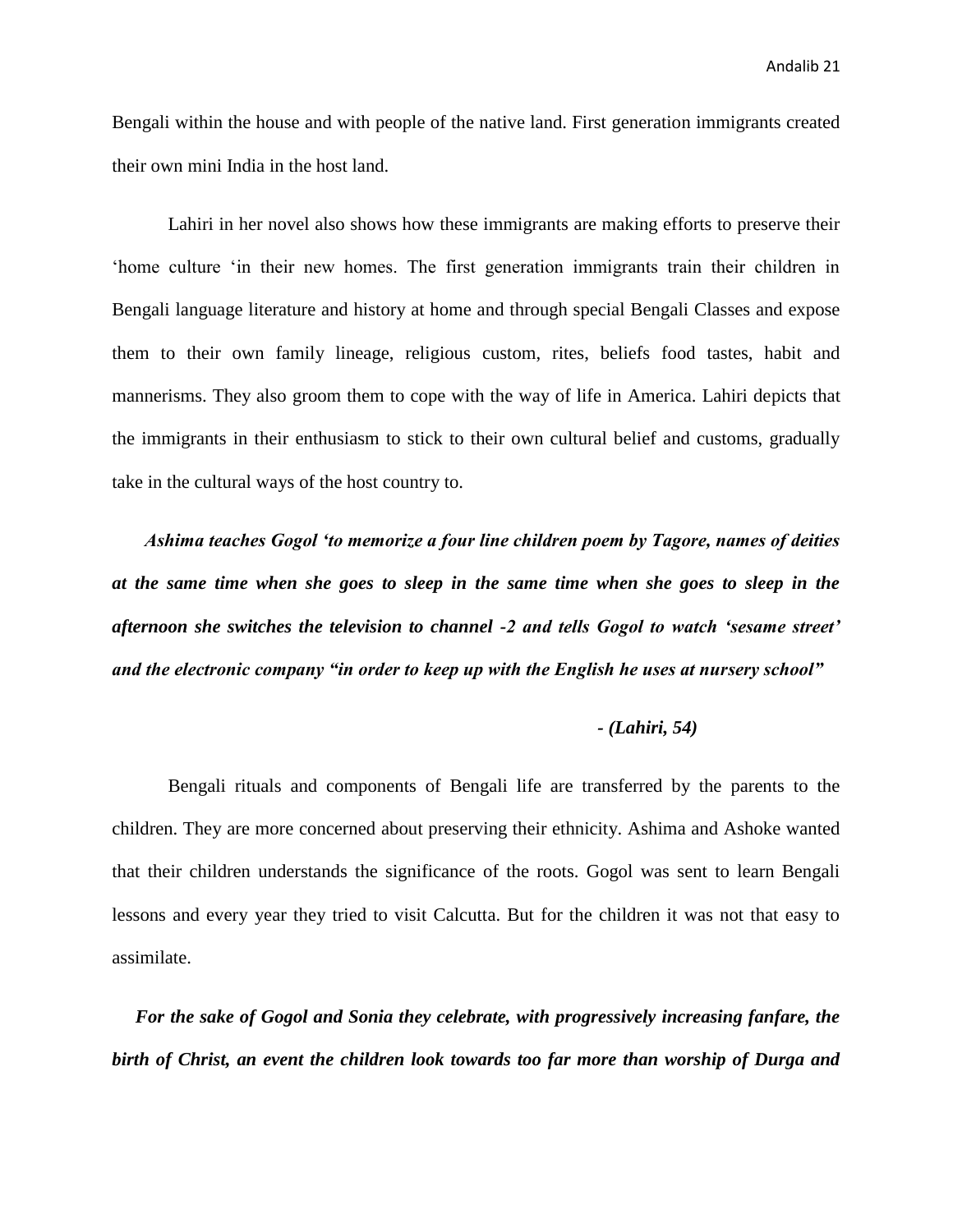Bengali within the house and with people of the native land. First generation immigrants created their own mini India in the host land.

Lahiri in her novel also shows how these immigrants are making efforts to preserve their 'home culture 'in their new homes. The first generation immigrants train their children in Bengali language literature and history at home and through special Bengali Classes and expose them to their own family lineage, religious custom, rites, beliefs food tastes, habit and mannerisms. They also groom them to cope with the way of life in America. Lahiri depicts that the immigrants in their enthusiasm to stick to their own cultural belief and customs, gradually take in the cultural ways of the host country to.

***Ashima teaches Gogol 'to memorize a four line children poem by Tagore, names of deities at the same time when she goes to sleep in the same time when she goes to sleep in the afternoon she switches the television to channel -2 and tells Gogol to watch 'sesame street' and the electronic company "in order to keep up with the English he uses at nursery school"***

***- (Lahiri, 54)***

Bengali rituals and components of Bengali life are transferred by the parents to the children. They are more concerned about preserving their ethnicity. Ashima and Ashoke wanted that their children understands the significance of the roots. Gogol was sent to learn Bengali lessons and every year they tried to visit Calcutta. But for the children it was not that easy to assimilate.

***For the sake of Gogol and Sonia they celebrate, with progressively increasing fanfare, the birth of Christ, an event the children look towards too far more than worship of Durga and***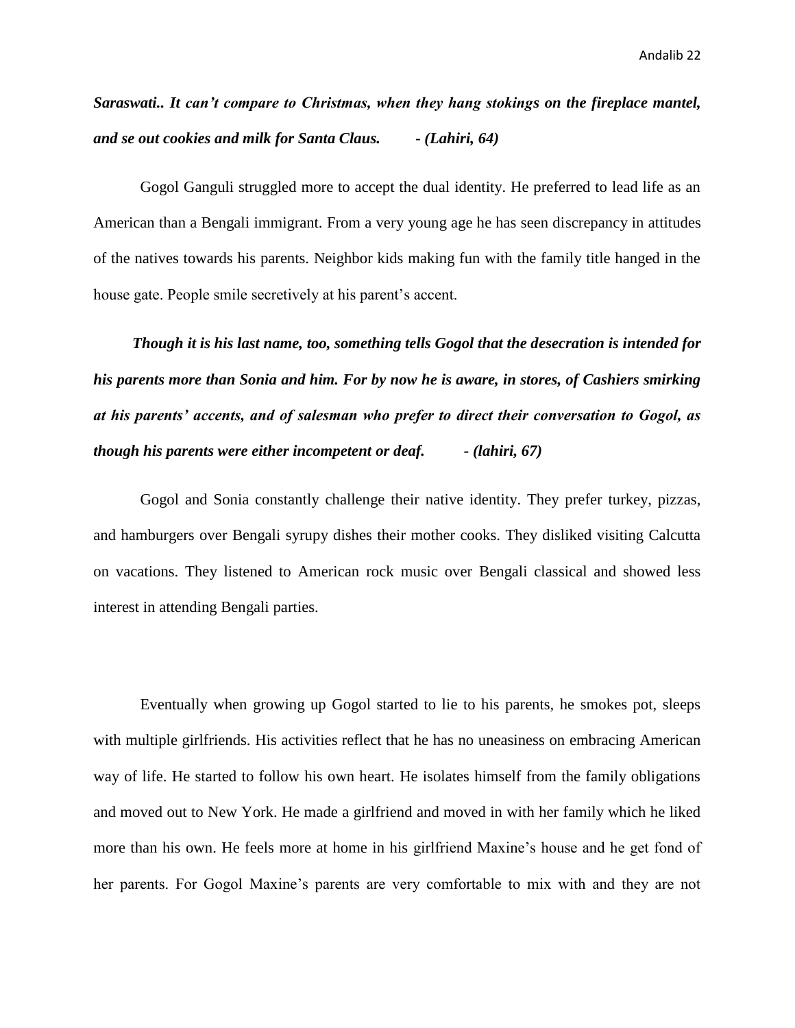***Saraswati.. It can't compare to Christmas, when they hang stokings on the fireplace mantel, and se out cookies and milk for Santa Claus.        - (Lahiri, 64)***

Gogol Ganguli struggled more to accept the dual identity. He preferred to lead life as an American than a Bengali immigrant. From a very young age he has seen discrepancy in attitudes of the natives towards his parents. Neighbor kids making fun with the family title hanged in the house gate. People smile secretively at his parent's accent.

***Though it is his last name, too, something tells Gogol that the desecration is intended for his parents more than Sonia and him. For by now he is aware, in stores, of Cashiers smirking at his parents' accents, and of salesman who prefer to direct their conversation to Gogol, as though his parents were either incompetent or deaf.        - (lahiri, 67)***

Gogol and Sonia constantly challenge their native identity. They prefer turkey, pizzas, and hamburgers over Bengali syrupy dishes their mother cooks. They disliked visiting Calcutta on vacations. They listened to American rock music over Bengali classical and showed less interest in attending Bengali parties.

Eventually when growing up Gogol started to lie to his parents, he smokes pot, sleeps with multiple girlfriends. His activities reflect that he has no uneasiness on embracing American way of life. He started to follow his own heart. He isolates himself from the family obligations and moved out to New York. He made a girlfriend and moved in with her family which he liked more than his own. He feels more at home in his girlfriend Maxine's house and he get fond of her parents. For Gogol Maxine's parents are very comfortable to mix with and they are not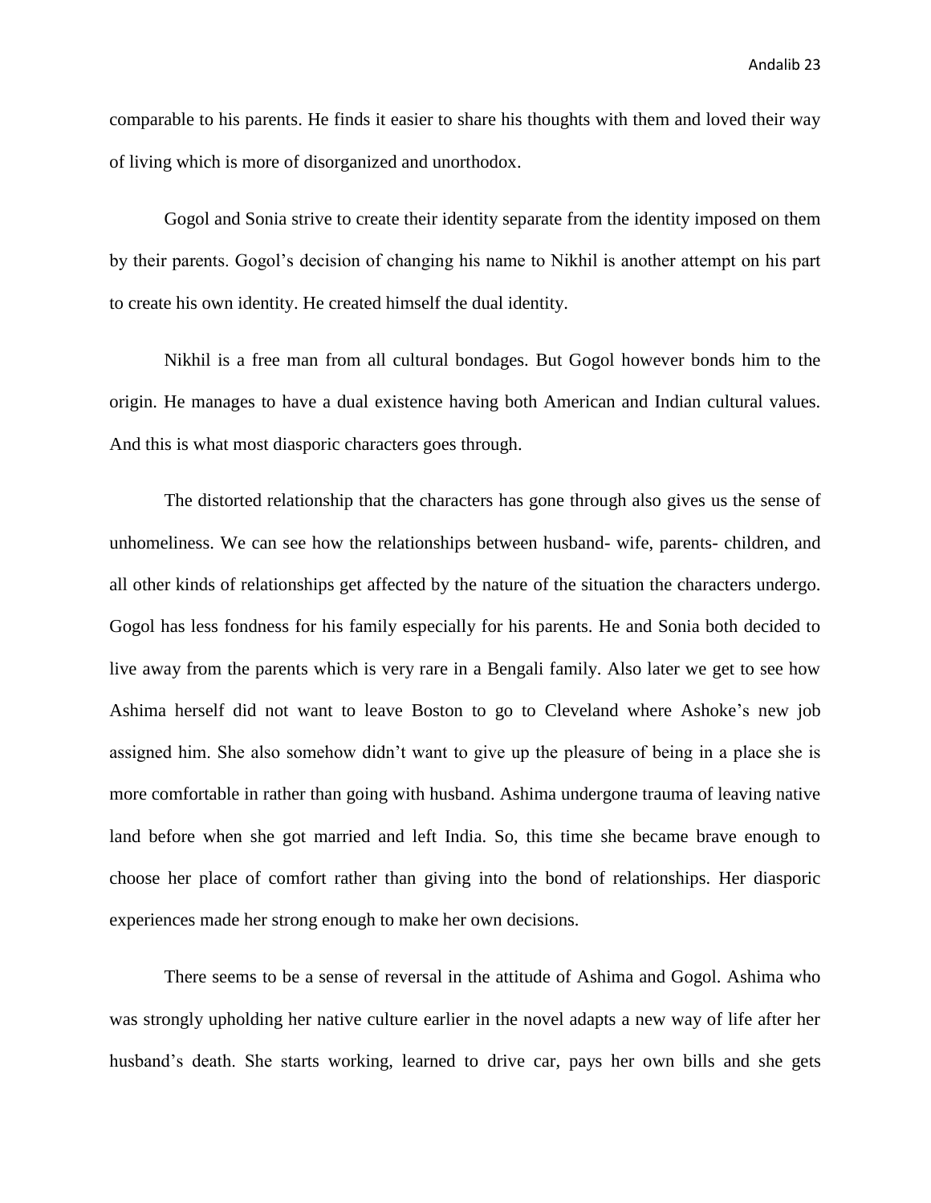comparable to his parents. He finds it easier to share his thoughts with them and loved their way of living which is more of disorganized and unorthodox.

Gogol and Sonia strive to create their identity separate from the identity imposed on them by their parents. Gogol's decision of changing his name to Nikhil is another attempt on his part to create his own identity. He created himself the dual identity.

Nikhil is a free man from all cultural bondages. But Gogol however bonds him to the origin. He manages to have a dual existence having both American and Indian cultural values. And this is what most diasporic characters goes through.

The distorted relationship that the characters has gone through also gives us the sense of unhomeliness. We can see how the relationships between husband- wife, parents- children, and all other kinds of relationships get affected by the nature of the situation the characters undergo. Gogol has less fondness for his family especially for his parents. He and Sonia both decided to live away from the parents which is very rare in a Bengali family. Also later we get to see how Ashima herself did not want to leave Boston to go to Cleveland where Ashoke's new job assigned him. She also somehow didn't want to give up the pleasure of being in a place she is more comfortable in rather than going with husband. Ashima undergone trauma of leaving native land before when she got married and left India. So, this time she became brave enough to choose her place of comfort rather than giving into the bond of relationships. Her diasporic experiences made her strong enough to make her own decisions.

There seems to be a sense of reversal in the attitude of Ashima and Gogol. Ashima who was strongly upholding her native culture earlier in the novel adapts a new way of life after her husband's death. She starts working, learned to drive car, pays her own bills and she gets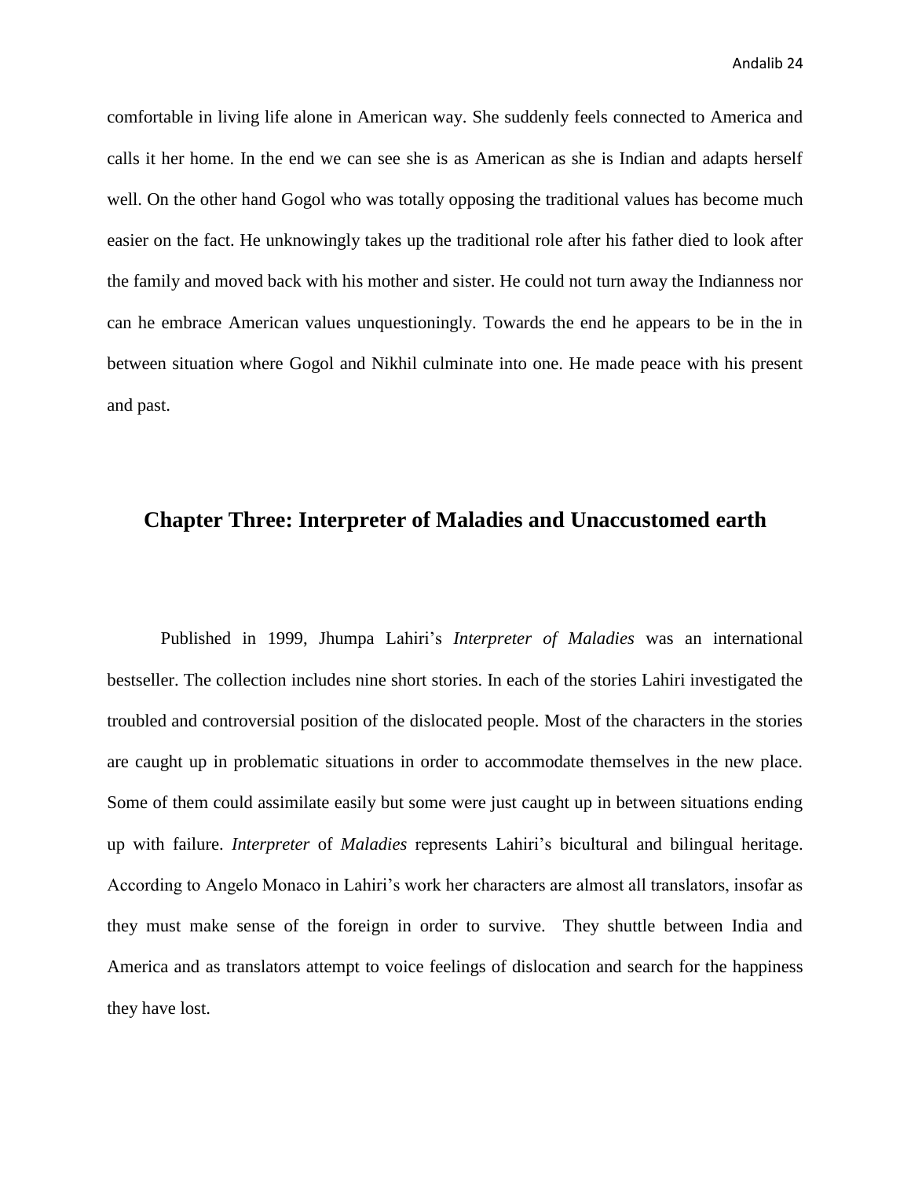comfortable in living life alone in American way. She suddenly feels connected to America and calls it her home. In the end we can see she is as American as she is Indian and adapts herself well. On the other hand Gogol who was totally opposing the traditional values has become much easier on the fact. He unknowingly takes up the traditional role after his father died to look after the family and moved back with his mother and sister. He could not turn away the Indianness nor can he embrace American values unquestioningly. Towards the end he appears to be in the in between situation where Gogol and Nikhil culminate into one. He made peace with his present and past.

## Chapter Three: Interpreter of Maladies and Unaccustomed earth

Published in 1999, Jhumpa Lahiri's *Interpreter of Maladies* was an international bestseller. The collection includes nine short stories. In each of the stories Lahiri investigated the troubled and controversial position of the dislocated people. Most of the characters in the stories are caught up in problematic situations in order to accommodate themselves in the new place. Some of them could assimilate easily but some were just caught up in between situations ending up with failure. *Interpreter* of *Maladies* represents Lahiri's bicultural and bilingual heritage. According to Angelo Monaco in Lahiri's work her characters are almost all translators, insofar as they must make sense of the foreign in order to survive. They shuttle between India and America and as translators attempt to voice feelings of dislocation and search for the happiness they have lost.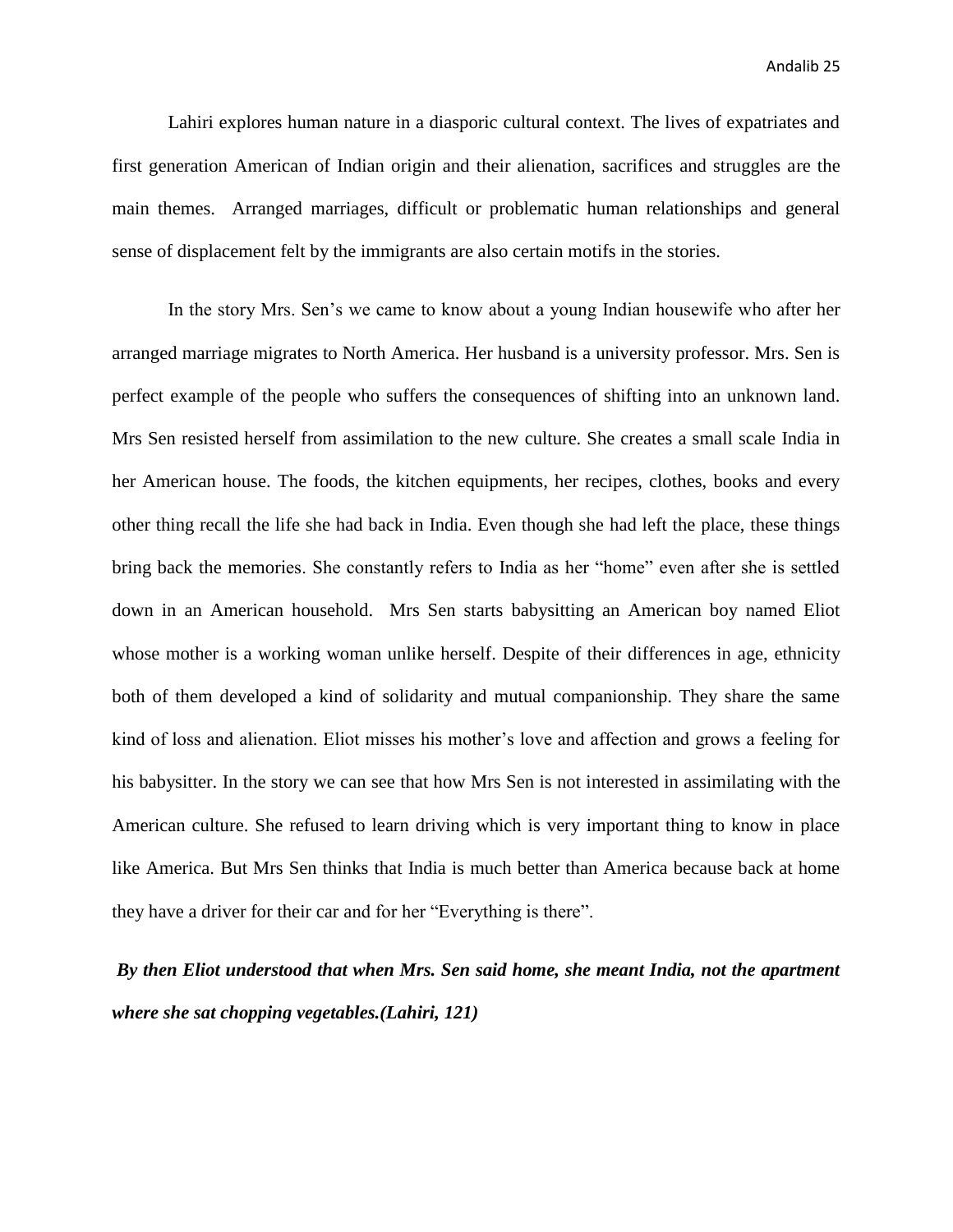Lahiri explores human nature in a diasporic cultural context. The lives of expatriates and first generation American of Indian origin and their alienation, sacrifices and struggles are the main themes. Arranged marriages, difficult or problematic human relationships and general sense of displacement felt by the immigrants are also certain motifs in the stories.

In the story Mrs. Sen's we came to know about a young Indian housewife who after her arranged marriage migrates to North America. Her husband is a university professor. Mrs. Sen is perfect example of the people who suffers the consequences of shifting into an unknown land. Mrs Sen resisted herself from assimilation to the new culture. She creates a small scale India in her American house. The foods, the kitchen equipments, her recipes, clothes, books and every other thing recall the life she had back in India. Even though she had left the place, these things bring back the memories. She constantly refers to India as her "home" even after she is settled down in an American household. Mrs Sen starts babysitting an American boy named Eliot whose mother is a working woman unlike herself. Despite of their differences in age, ethnicity both of them developed a kind of solidarity and mutual companionship. They share the same kind of loss and alienation. Eliot misses his mother's love and affection and grows a feeling for his babysitter. In the story we can see that how Mrs Sen is not interested in assimilating with the American culture. She refused to learn driving which is very important thing to know in place like America. But Mrs Sen thinks that India is much better than America because back at home they have a driver for their car and for her "Everything is there".

***By then Eliot understood that when Mrs. Sen said home, she meant India, not the apartment where she sat chopping vegetables.(Lahiri, 121)***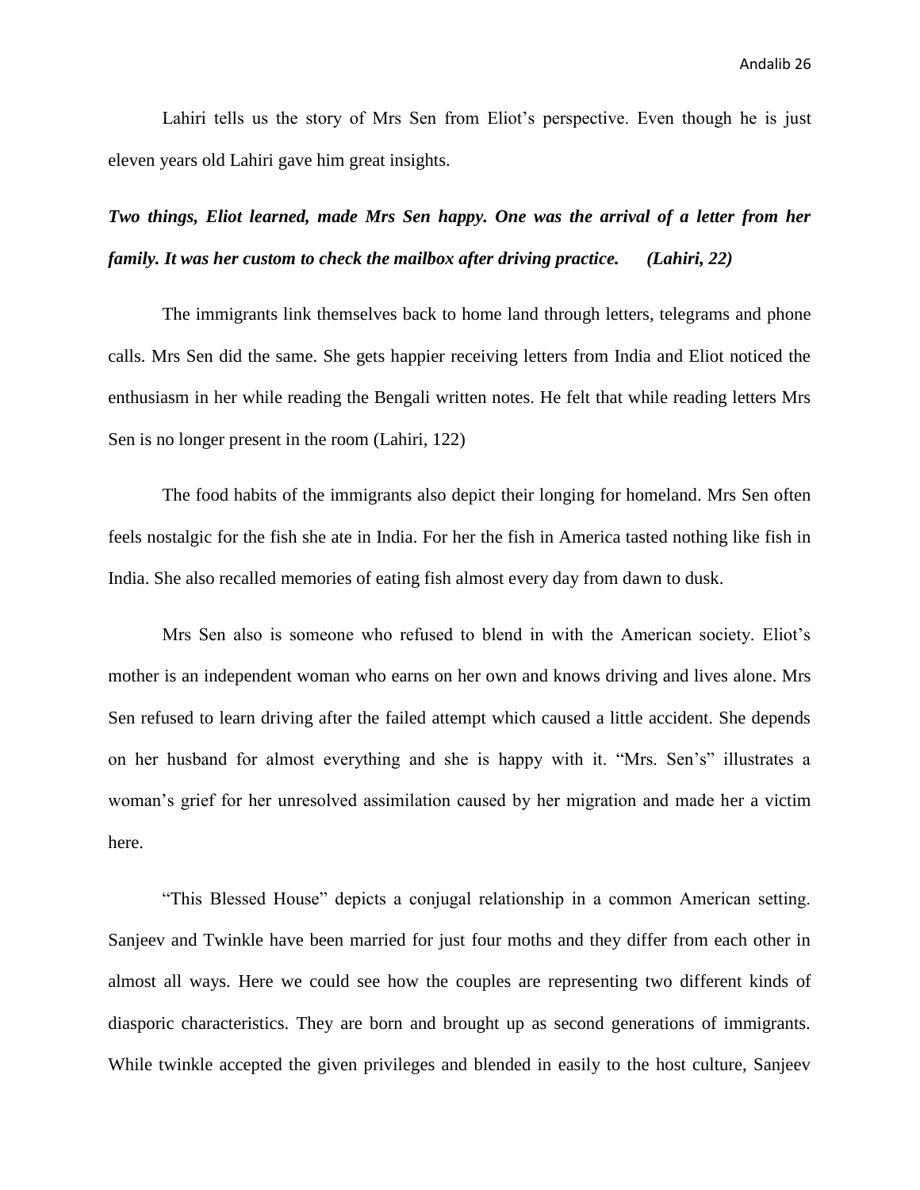Lahiri tells us the story of Mrs Sen from Eliot's perspective. Even though he is just eleven years old Lahiri gave him great insights.

***Two things, Eliot learned, made Mrs Sen happy. One was the arrival of a letter from her family. It was her custom to check the mailbox after driving practice. (Lahiri, 22)***

The immigrants link themselves back to home land through letters, telegrams and phone calls. Mrs Sen did the same. She gets happier receiving letters from India and Eliot noticed the enthusiasm in her while reading the Bengali written notes. He felt that while reading letters Mrs Sen is no longer present in the room (Lahiri, 122)

The food habits of the immigrants also depict their longing for homeland. Mrs Sen often feels nostalgic for the fish she ate in India. For her the fish in America tasted nothing like fish in India. She also recalled memories of eating fish almost every day from dawn to dusk.

Mrs Sen also is someone who refused to blend in with the American society. Eliot's mother is an independent woman who earns on her own and knows driving and lives alone. Mrs Sen refused to learn driving after the failed attempt which caused a little accident. She depends on her husband for almost everything and she is happy with it. "Mrs. Sen's" illustrates a woman's grief for her unresolved assimilation caused by her migration and made her a victim here.

"This Blessed House" depicts a conjugal relationship in a common American setting. Sanjeev and Twinkle have been married for just four moths and they differ from each other in almost all ways. Here we could see how the couples are representing two different kinds of diasporic characteristics. They are born and brought up as second generations of immigrants. While twinkle accepted the given privileges and blended in easily to the host culture, Sanjeev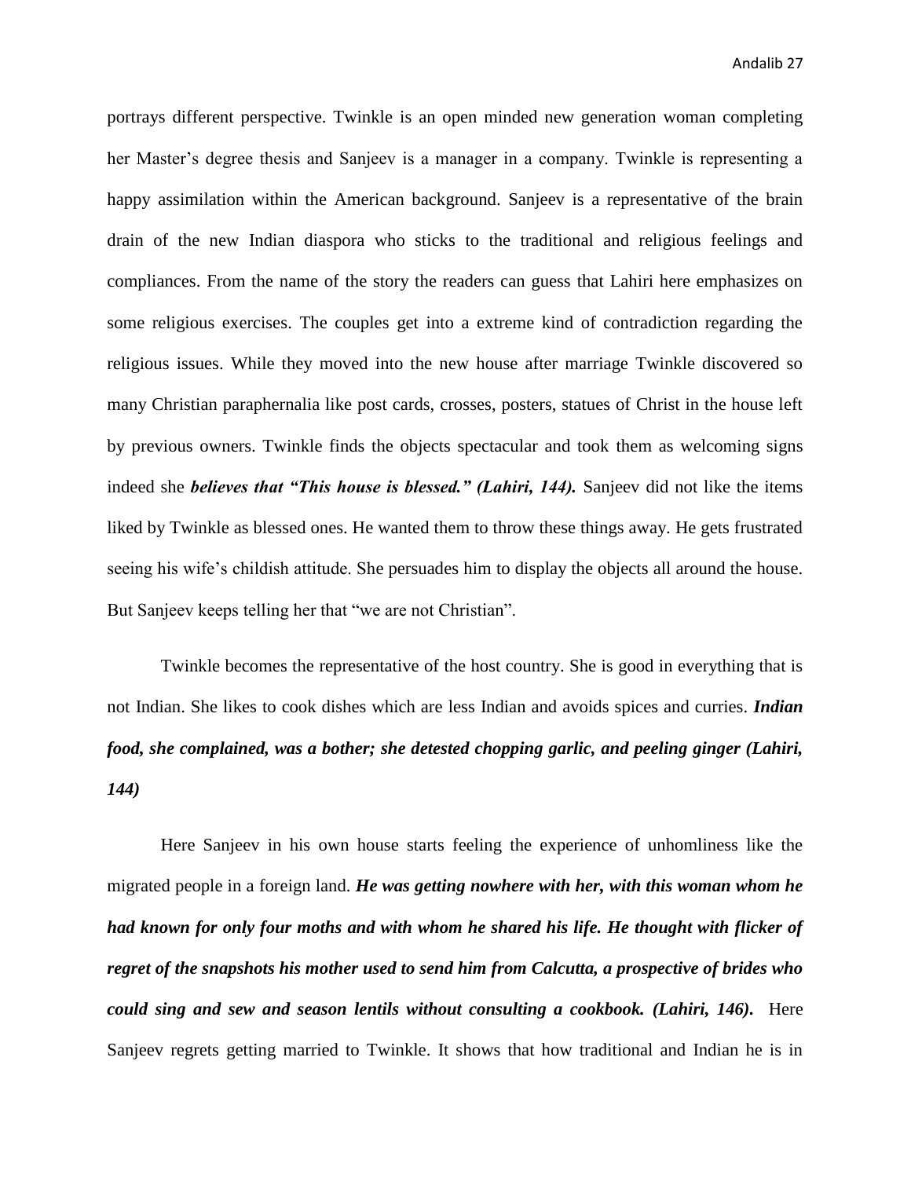portrays different perspective. Twinkle is an open minded new generation woman completing her Master's degree thesis and Sanjeev is a manager in a company. Twinkle is representing a happy assimilation within the American background. Sanjeev is a representative of the brain drain of the new Indian diaspora who sticks to the traditional and religious feelings and compliances. From the name of the story the readers can guess that Lahiri here emphasizes on some religious exercises. The couples get into a extreme kind of contradiction regarding the religious issues. While they moved into the new house after marriage Twinkle discovered so many Christian paraphernalia like post cards, crosses, posters, statues of Christ in the house left by previous owners. Twinkle finds the objects spectacular and took them as welcoming signs indeed she ***believes that "This house is blessed." (Lahiri, 144).*** Sanjeev did not like the items liked by Twinkle as blessed ones. He wanted them to throw these things away. He gets frustrated seeing his wife's childish attitude. She persuades him to display the objects all around the house. But Sanjeev keeps telling her that "we are not Christian".

Twinkle becomes the representative of the host country. She is good in everything that is not Indian. She likes to cook dishes which are less Indian and avoids spices and curries. ***Indian food, she complained, was a bother; she detested chopping garlic, and peeling ginger (Lahiri, 144)***

Here Sanjeev in his own house starts feeling the experience of unhomliness like the migrated people in a foreign land. ***He was getting nowhere with her, with this woman whom he had known for only four moths and with whom he shared his life. He thought with flicker of regret of the snapshots his mother used to send him from Calcutta, a prospective of brides who could sing and sew and season lentils without consulting a cookbook. (Lahiri, 146).*** Here Sanjeev regrets getting married to Twinkle. It shows that how traditional and Indian he is in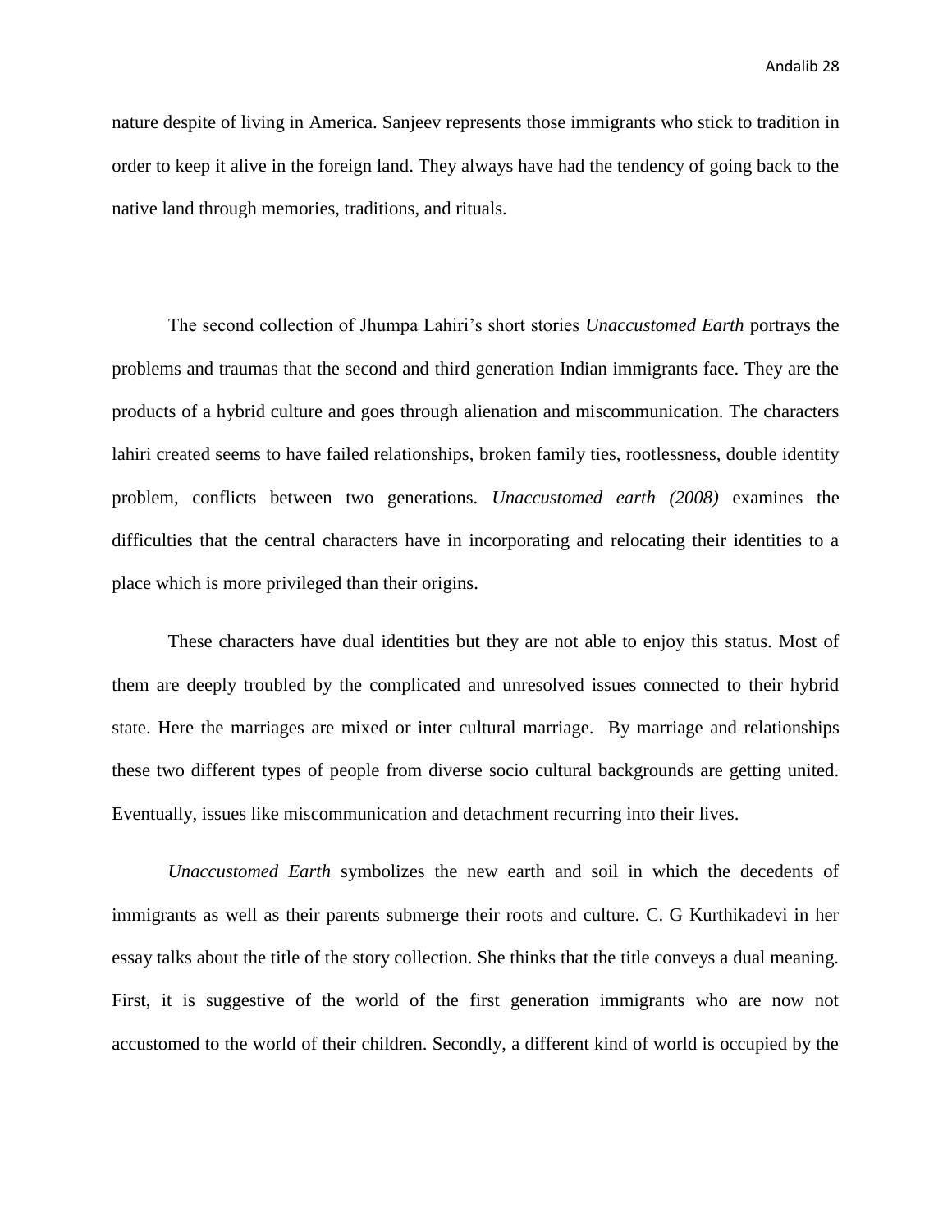nature despite of living in America. Sanjeev represents those immigrants who stick to tradition in order to keep it alive in the foreign land. They always have had the tendency of going back to the native land through memories, traditions, and rituals.

The second collection of Jhumpa Lahiri's short stories *Unaccustomed Earth* portrays the problems and traumas that the second and third generation Indian immigrants face. They are the products of a hybrid culture and goes through alienation and miscommunication. The characters lahiri created seems to have failed relationships, broken family ties, rootlessness, double identity problem, conflicts between two generations. *Unaccustomed earth (2008)* examines the difficulties that the central characters have in incorporating and relocating their identities to a place which is more privileged than their origins.

These characters have dual identities but they are not able to enjoy this status. Most of them are deeply troubled by the complicated and unresolved issues connected to their hybrid state. Here the marriages are mixed or inter cultural marriage. By marriage and relationships these two different types of people from diverse socio cultural backgrounds are getting united. Eventually, issues like miscommunication and detachment recurring into their lives.

*Unaccustomed Earth* symbolizes the new earth and soil in which the decedents of immigrants as well as their parents submerge their roots and culture. C. G Kurthikadevi in her essay talks about the title of the story collection. She thinks that the title conveys a dual meaning. First, it is suggestive of the world of the first generation immigrants who are now not accustomed to the world of their children. Secondly, a different kind of world is occupied by the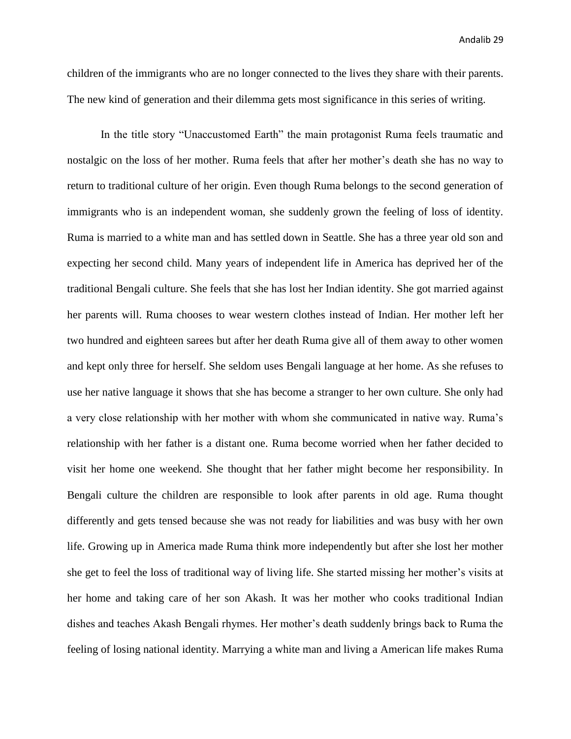children of the immigrants who are no longer connected to the lives they share with their parents. The new kind of generation and their dilemma gets most significance in this series of writing.

In the title story "Unaccustomed Earth" the main protagonist Ruma feels traumatic and nostalgic on the loss of her mother. Ruma feels that after her mother's death she has no way to return to traditional culture of her origin. Even though Ruma belongs to the second generation of immigrants who is an independent woman, she suddenly grown the feeling of loss of identity. Ruma is married to a white man and has settled down in Seattle. She has a three year old son and expecting her second child. Many years of independent life in America has deprived her of the traditional Bengali culture. She feels that she has lost her Indian identity. She got married against her parents will. Ruma chooses to wear western clothes instead of Indian. Her mother left her two hundred and eighteen sarees but after her death Ruma give all of them away to other women and kept only three for herself. She seldom uses Bengali language at her home. As she refuses to use her native language it shows that she has become a stranger to her own culture. She only had a very close relationship with her mother with whom she communicated in native way. Ruma's relationship with her father is a distant one. Ruma become worried when her father decided to visit her home one weekend. She thought that her father might become her responsibility. In Bengali culture the children are responsible to look after parents in old age. Ruma thought differently and gets tensed because she was not ready for liabilities and was busy with her own life. Growing up in America made Ruma think more independently but after she lost her mother she get to feel the loss of traditional way of living life. She started missing her mother's visits at her home and taking care of her son Akash. It was her mother who cooks traditional Indian dishes and teaches Akash Bengali rhymes. Her mother's death suddenly brings back to Ruma the feeling of losing national identity. Marrying a white man and living a American life makes Ruma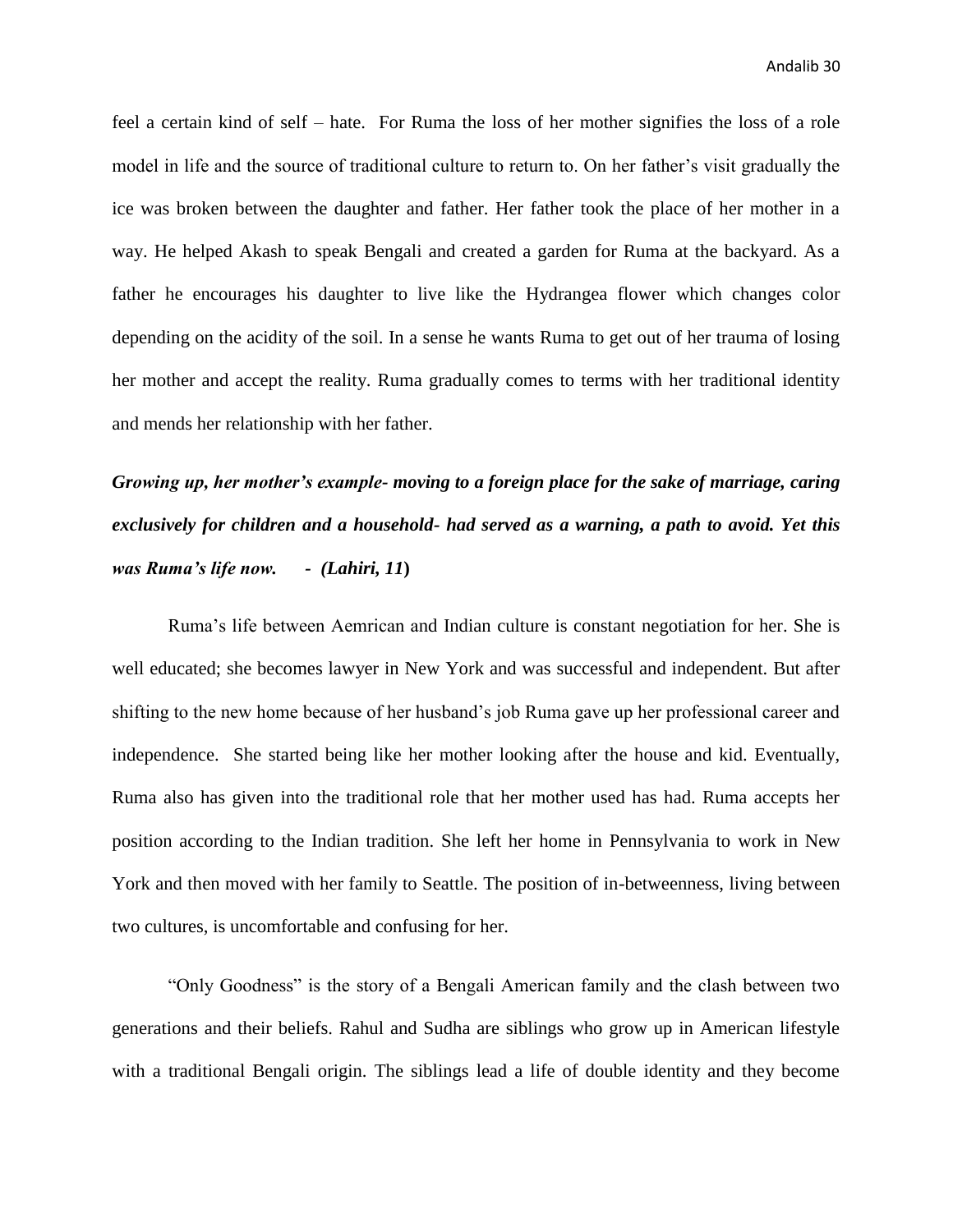feel a certain kind of self – hate. For Ruma the loss of her mother signifies the loss of a role model in life and the source of traditional culture to return to. On her father's visit gradually the ice was broken between the daughter and father. Her father took the place of her mother in a way. He helped Akash to speak Bengali and created a garden for Ruma at the backyard. As a father he encourages his daughter to live like the Hydrangea flower which changes color depending on the acidity of the soil. In a sense he wants Ruma to get out of her trauma of losing her mother and accept the reality. Ruma gradually comes to terms with her traditional identity and mends her relationship with her father.

***Growing up, her mother's example- moving to a foreign place for the sake of marriage, caring exclusively for children and a household- had served as a warning, a path to avoid. Yet this was Ruma's life now. - (Lahiri, 11)***

Ruma's life between Aemrican and Indian culture is constant negotiation for her. She is well educated; she becomes lawyer in New York and was successful and independent. But after shifting to the new home because of her husband's job Ruma gave up her professional career and independence. She started being like her mother looking after the house and kid. Eventually, Ruma also has given into the traditional role that her mother used has had. Ruma accepts her position according to the Indian tradition. She left her home in Pennsylvania to work in New York and then moved with her family to Seattle. The position of in-betweenness, living between two cultures, is uncomfortable and confusing for her.

"Only Goodness" is the story of a Bengali American family and the clash between two generations and their beliefs. Rahul and Sudha are siblings who grow up in American lifestyle with a traditional Bengali origin. The siblings lead a life of double identity and they become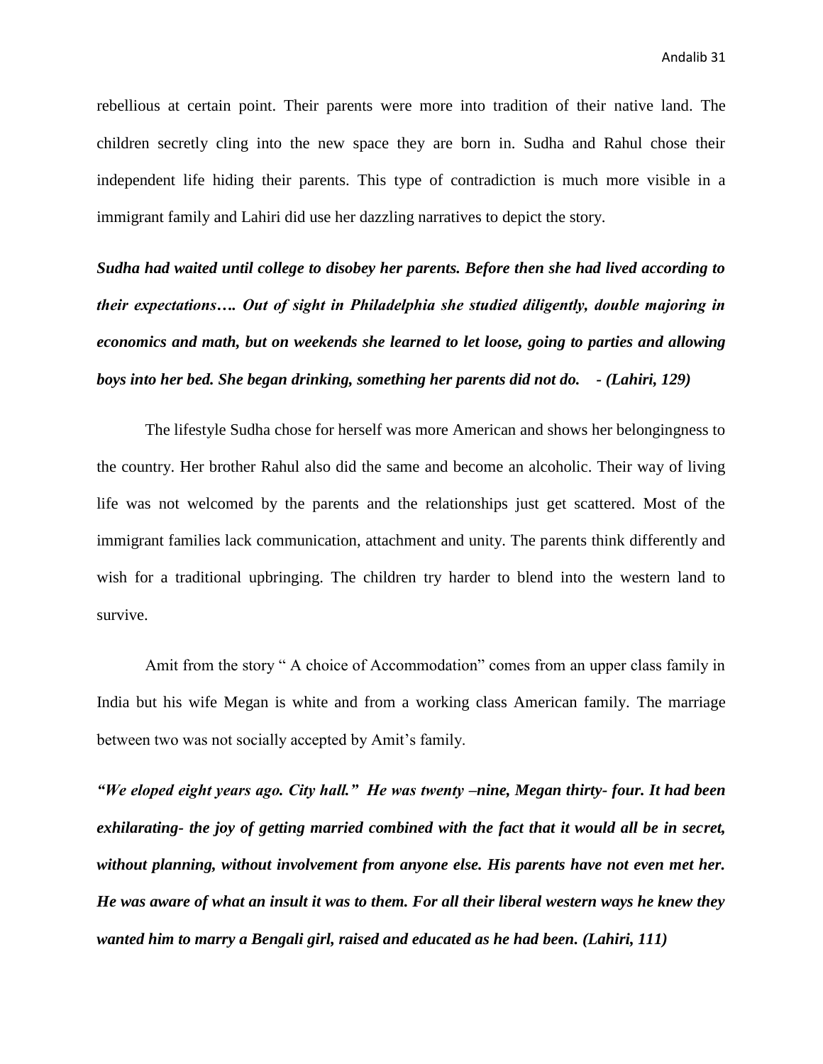rebellious at certain point. Their parents were more into tradition of their native land. The children secretly cling into the new space they are born in. Sudha and Rahul chose their independent life hiding their parents. This type of contradiction is much more visible in a immigrant family and Lahiri did use her dazzling narratives to depict the story.

***Sudha had waited until college to disobey her parents. Before then she had lived according to their expectations…. Out of sight in Philadelphia she studied diligently, double majoring in economics and math, but on weekends she learned to let loose, going to parties and allowing boys into her bed. She began drinking, something her parents did not do.    - (Lahiri, 129)***

The lifestyle Sudha chose for herself was more American and shows her belongingness to the country. Her brother Rahul also did the same and become an alcoholic. Their way of living life was not welcomed by the parents and the relationships just get scattered. Most of the immigrant families lack communication, attachment and unity. The parents think differently and wish for a traditional upbringing. The children try harder to blend into the western land to survive.

Amit from the story " A choice of Accommodation" comes from an upper class family in India but his wife Megan is white and from a working class American family. The marriage between two was not socially accepted by Amit's family.

***"We eloped eight years ago. City hall."  He was twenty –nine, Megan thirty- four. It had been exhilarating- the joy of getting married combined with the fact that it would all be in secret, without planning, without involvement from anyone else. His parents have not even met her. He was aware of what an insult it was to them. For all their liberal western ways he knew they wanted him to marry a Bengali girl, raised and educated as he had been. (Lahiri, 111)***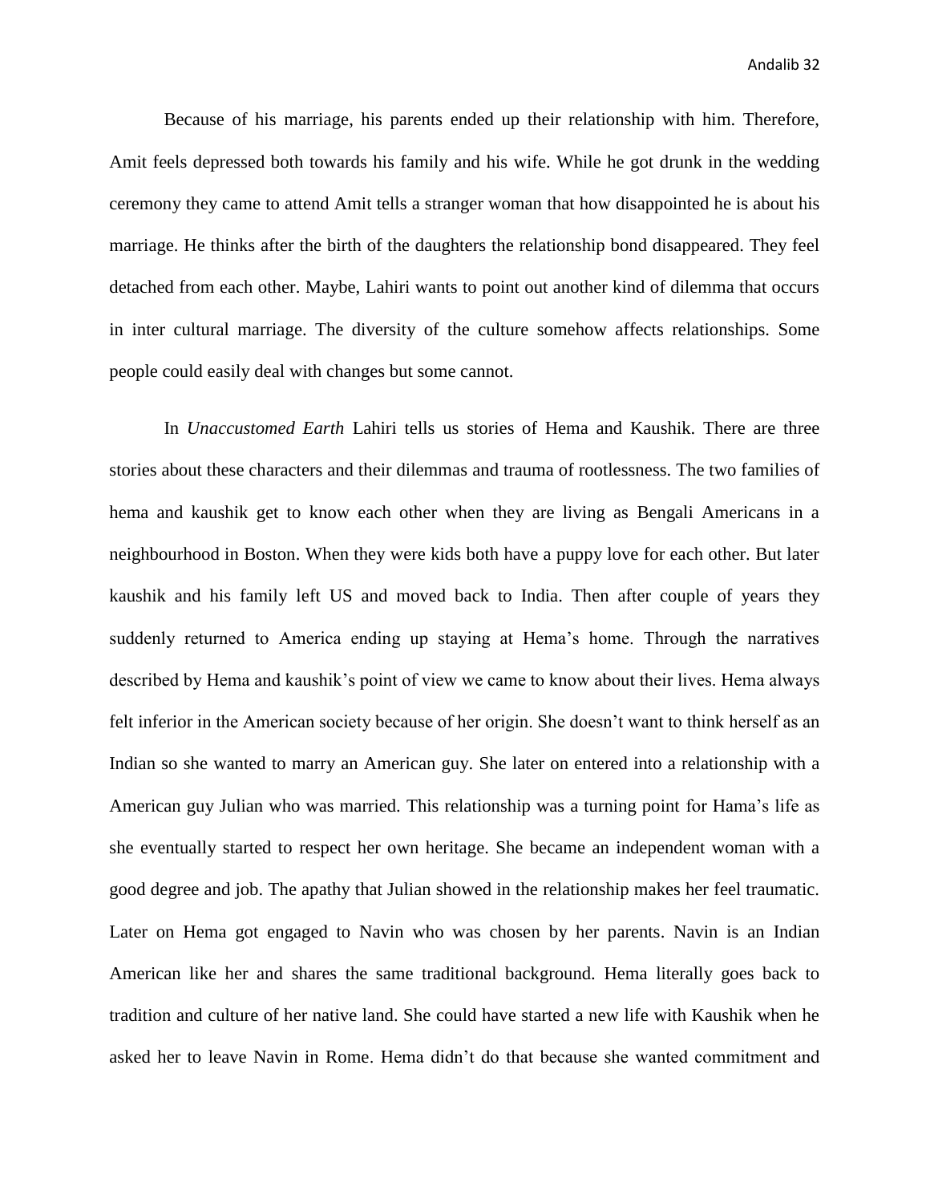Because of his marriage, his parents ended up their relationship with him. Therefore, Amit feels depressed both towards his family and his wife. While he got drunk in the wedding ceremony they came to attend Amit tells a stranger woman that how disappointed he is about his marriage. He thinks after the birth of the daughters the relationship bond disappeared. They feel detached from each other. Maybe, Lahiri wants to point out another kind of dilemma that occurs in inter cultural marriage. The diversity of the culture somehow affects relationships. Some people could easily deal with changes but some cannot.

In *Unaccustomed Earth* Lahiri tells us stories of Hema and Kaushik. There are three stories about these characters and their dilemmas and trauma of rootlessness. The two families of hema and kaushik get to know each other when they are living as Bengali Americans in a neighbourhood in Boston. When they were kids both have a puppy love for each other. But later kaushik and his family left US and moved back to India. Then after couple of years they suddenly returned to America ending up staying at Hema's home. Through the narratives described by Hema and kaushik's point of view we came to know about their lives. Hema always felt inferior in the American society because of her origin. She doesn't want to think herself as an Indian so she wanted to marry an American guy. She later on entered into a relationship with a American guy Julian who was married. This relationship was a turning point for Hama's life as she eventually started to respect her own heritage. She became an independent woman with a good degree and job. The apathy that Julian showed in the relationship makes her feel traumatic. Later on Hema got engaged to Navin who was chosen by her parents. Navin is an Indian American like her and shares the same traditional background. Hema literally goes back to tradition and culture of her native land. She could have started a new life with Kaushik when he asked her to leave Navin in Rome. Hema didn't do that because she wanted commitment and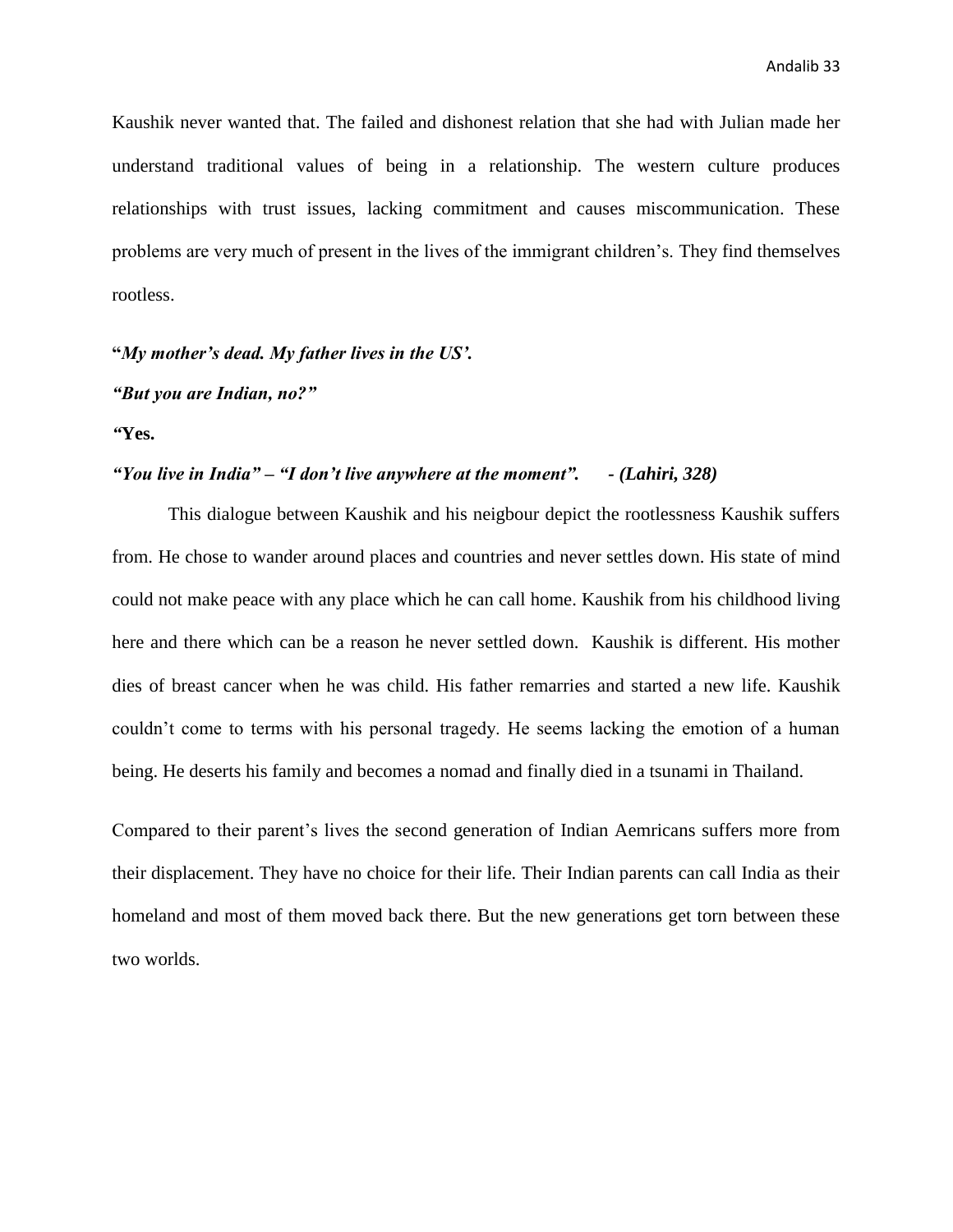Kaushik never wanted that. The failed and dishonest relation that she had with Julian made her understand traditional values of being in a relationship. The western culture produces relationships with trust issues, lacking commitment and causes miscommunication. These problems are very much of present in the lives of the immigrant children's. They find themselves rootless.

**"*My mother's dead. My father lives in the US'.***

***"But you are Indian, no?"***

***"*Yes.**

***"You live in India" – "I don't live anywhere at the moment". - (Lahiri, 328)***

This dialogue between Kaushik and his neigbour depict the rootlessness Kaushik suffers from. He chose to wander around places and countries and never settles down. His state of mind could not make peace with any place which he can call home. Kaushik from his childhood living here and there which can be a reason he never settled down. Kaushik is different. His mother dies of breast cancer when he was child. His father remarries and started a new life. Kaushik couldn't come to terms with his personal tragedy. He seems lacking the emotion of a human being. He deserts his family and becomes a nomad and finally died in a tsunami in Thailand.

Compared to their parent's lives the second generation of Indian Aemricans suffers more from their displacement. They have no choice for their life. Their Indian parents can call India as their homeland and most of them moved back there. But the new generations get torn between these two worlds.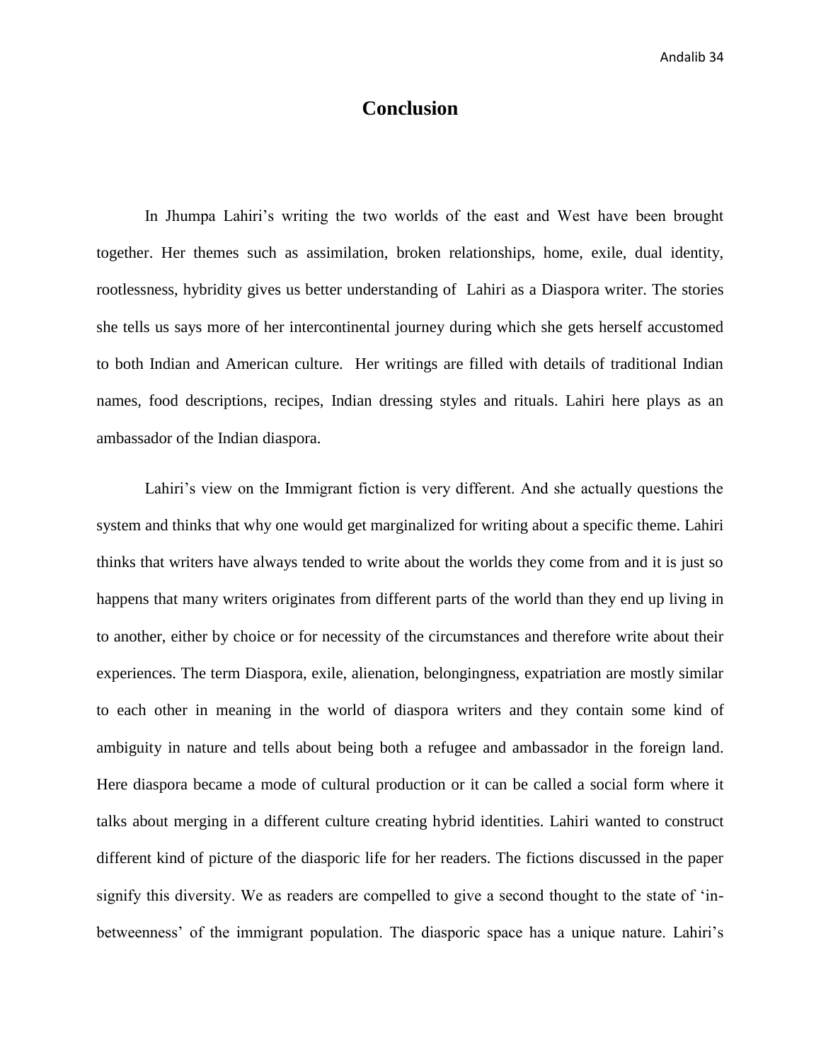# Conclusion

In Jhumpa Lahiri's writing the two worlds of the east and West have been brought together. Her themes such as assimilation, broken relationships, home, exile, dual identity, rootlessness, hybridity gives us better understanding of Lahiri as a Diaspora writer. The stories she tells us says more of her intercontinental journey during which she gets herself accustomed to both Indian and American culture. Her writings are filled with details of traditional Indian names, food descriptions, recipes, Indian dressing styles and rituals. Lahiri here plays as an ambassador of the Indian diaspora.

Lahiri's view on the Immigrant fiction is very different. And she actually questions the system and thinks that why one would get marginalized for writing about a specific theme. Lahiri thinks that writers have always tended to write about the worlds they come from and it is just so happens that many writers originates from different parts of the world than they end up living in to another, either by choice or for necessity of the circumstances and therefore write about their experiences. The term Diaspora, exile, alienation, belongingness, expatriation are mostly similar to each other in meaning in the world of diaspora writers and they contain some kind of ambiguity in nature and tells about being both a refugee and ambassador in the foreign land. Here diaspora became a mode of cultural production or it can be called a social form where it talks about merging in a different culture creating hybrid identities. Lahiri wanted to construct different kind of picture of the diasporic life for her readers. The fictions discussed in the paper signify this diversity. We as readers are compelled to give a second thought to the state of 'in-betweenness' of the immigrant population. The diasporic space has a unique nature. Lahiri's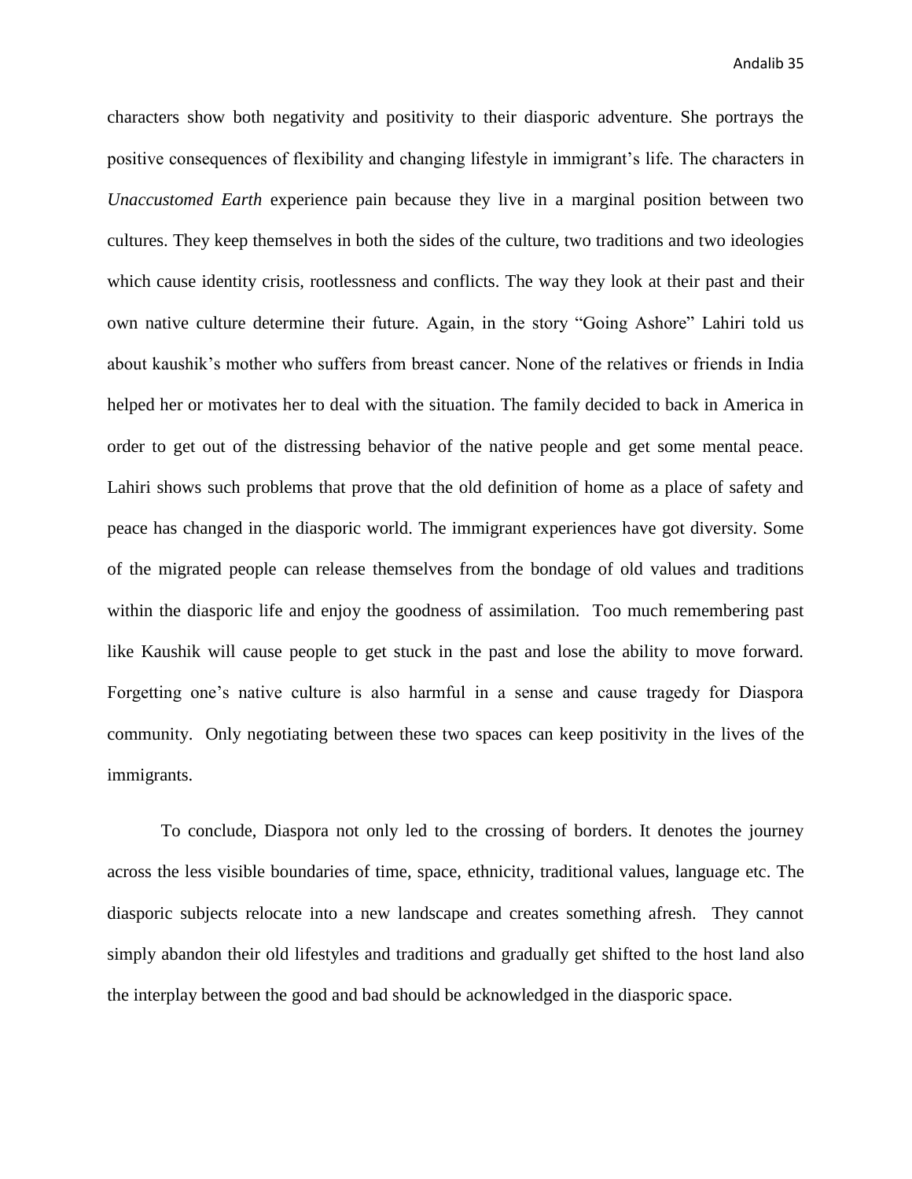characters show both negativity and positivity to their diasporic adventure. She portrays the positive consequences of flexibility and changing lifestyle in immigrant's life. The characters in *Unaccustomed Earth* experience pain because they live in a marginal position between two cultures. They keep themselves in both the sides of the culture, two traditions and two ideologies which cause identity crisis, rootlessness and conflicts. The way they look at their past and their own native culture determine their future. Again, in the story "Going Ashore" Lahiri told us about kaushik's mother who suffers from breast cancer. None of the relatives or friends in India helped her or motivates her to deal with the situation. The family decided to back in America in order to get out of the distressing behavior of the native people and get some mental peace. Lahiri shows such problems that prove that the old definition of home as a place of safety and peace has changed in the diasporic world. The immigrant experiences have got diversity. Some of the migrated people can release themselves from the bondage of old values and traditions within the diasporic life and enjoy the goodness of assimilation. Too much remembering past like Kaushik will cause people to get stuck in the past and lose the ability to move forward. Forgetting one's native culture is also harmful in a sense and cause tragedy for Diaspora community. Only negotiating between these two spaces can keep positivity in the lives of the immigrants.

To conclude, Diaspora not only led to the crossing of borders. It denotes the journey across the less visible boundaries of time, space, ethnicity, traditional values, language etc. The diasporic subjects relocate into a new landscape and creates something afresh. They cannot simply abandon their old lifestyles and traditions and gradually get shifted to the host land also the interplay between the good and bad should be acknowledged in the diasporic space.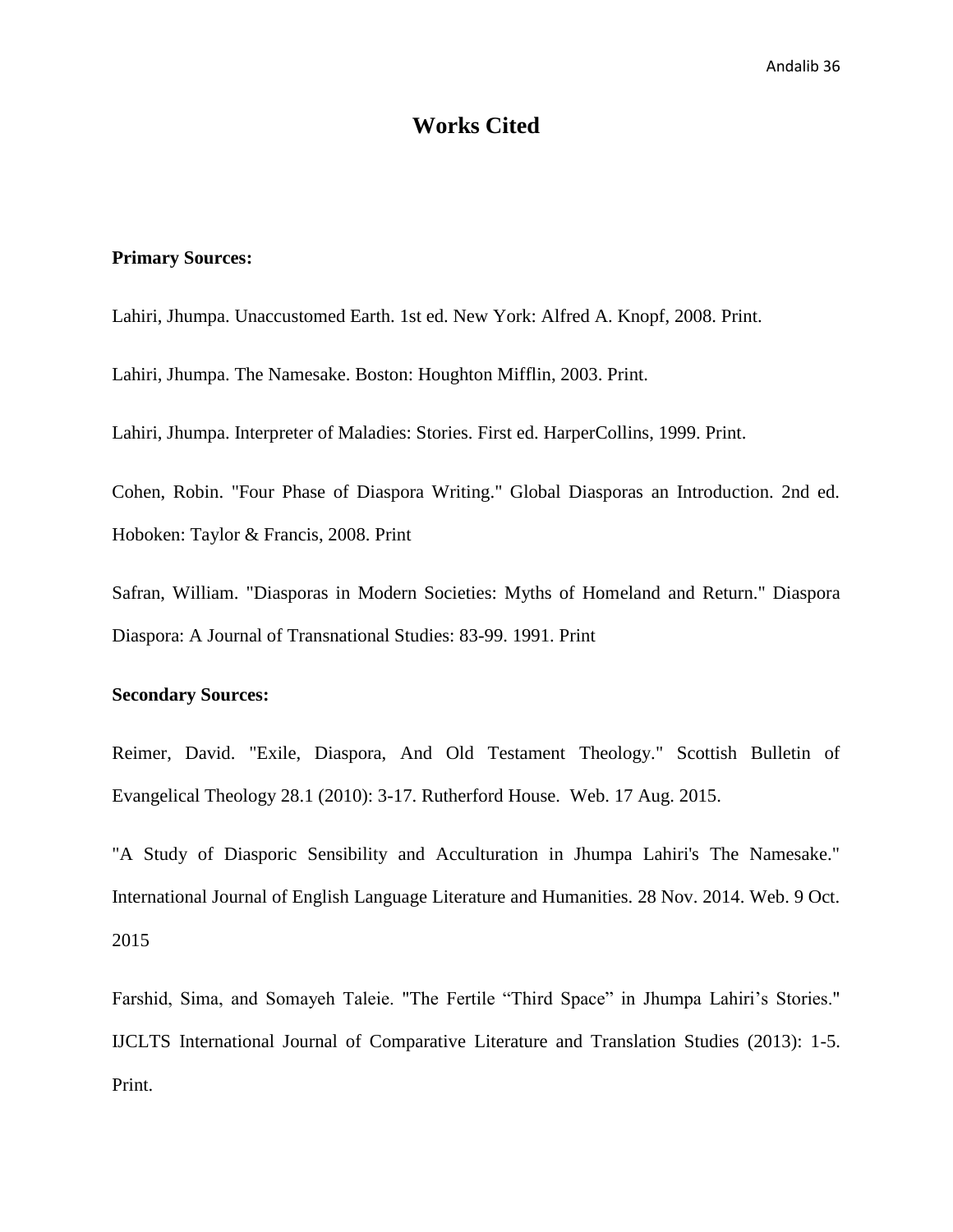# Works Cited

**Primary Sources:**

Lahiri, Jhumpa. Unaccustomed Earth. 1st ed. New York: Alfred A. Knopf, 2008. Print.

Lahiri, Jhumpa. The Namesake. Boston: Houghton Mifflin, 2003. Print.

Lahiri, Jhumpa. Interpreter of Maladies: Stories. First ed. HarperCollins, 1999. Print.

Cohen, Robin. "Four Phase of Diaspora Writing." Global Diasporas an Introduction. 2nd ed. Hoboken: Taylor & Francis, 2008. Print

Safran, William. "Diasporas in Modern Societies: Myths of Homeland and Return." Diaspora Diaspora: A Journal of Transnational Studies: 83-99. 1991. Print

**Secondary Sources:**

Reimer, David. "Exile, Diaspora, And Old Testament Theology." Scottish Bulletin of Evangelical Theology 28.1 (2010): 3-17. Rutherford House. Web. 17 Aug. 2015.

"A Study of Diasporic Sensibility and Acculturation in Jhumpa Lahiri's The Namesake." International Journal of English Language Literature and Humanities. 28 Nov. 2014. Web. 9 Oct. 2015

Farshid, Sima, and Somayeh Taleie. "The Fertile "Third Space" in Jhumpa Lahiri's Stories." IJCLTS International Journal of Comparative Literature and Translation Studies (2013): 1-5. Print.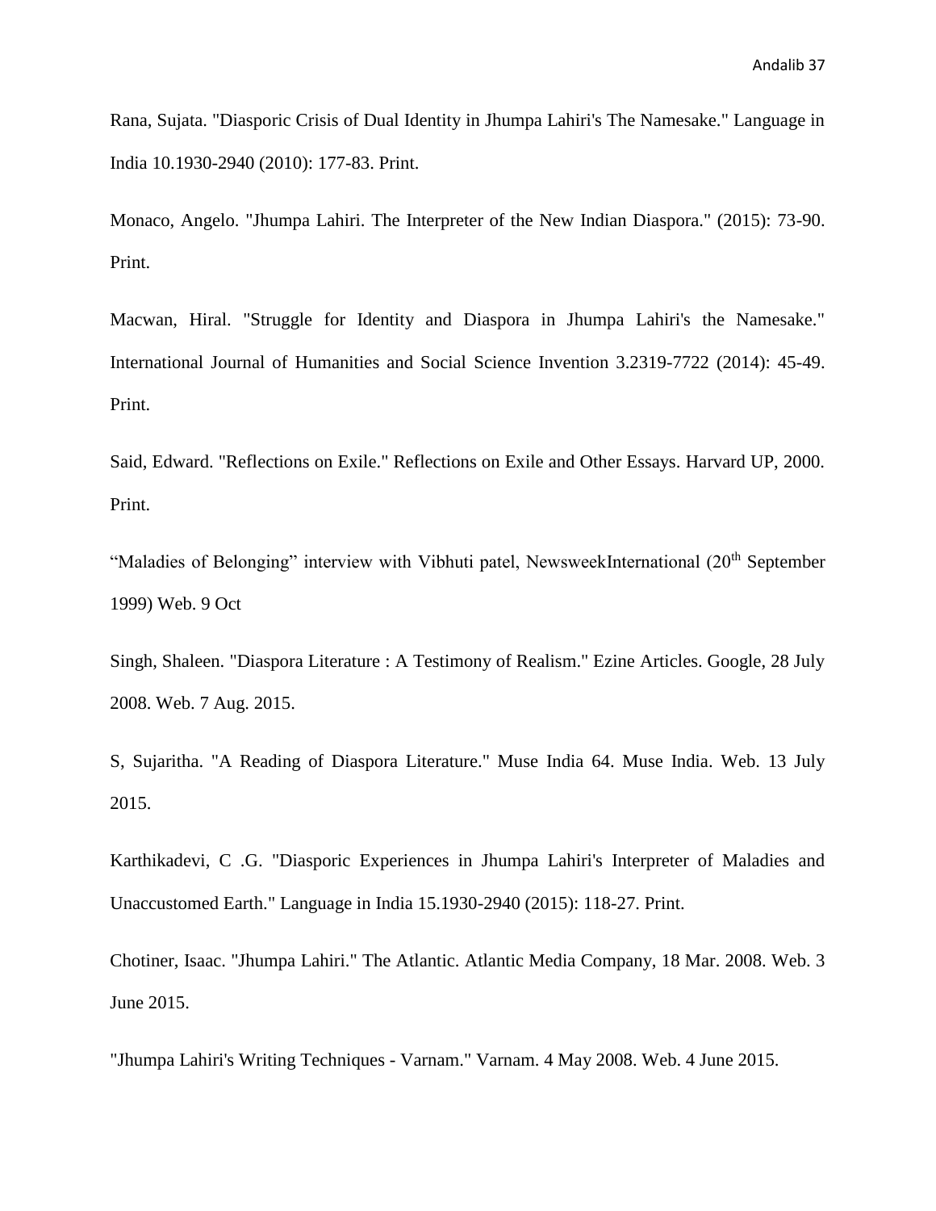Rana, Sujata. "Diasporic Crisis of Dual Identity in Jhumpa Lahiri's The Namesake." Language in India 10.1930-2940 (2010): 177-83. Print.

Monaco, Angelo. "Jhumpa Lahiri. The Interpreter of the New Indian Diaspora." (2015): 73-90. Print.

Macwan, Hiral. "Struggle for Identity and Diaspora in Jhumpa Lahiri's the Namesake." International Journal of Humanities and Social Science Invention 3.2319-7722 (2014): 45-49. Print.

Said, Edward. "Reflections on Exile." Reflections on Exile and Other Essays. Harvard UP, 2000. Print.

"Maladies of Belonging" interview with Vibhuti patel, NewsweekInternational (20th September 1999) Web. 9 Oct

Singh, Shaleen. "Diaspora Literature : A Testimony of Realism." Ezine Articles. Google, 28 July 2008. Web. 7 Aug. 2015.

S, Sujaritha. "A Reading of Diaspora Literature." Muse India 64. Muse India. Web. 13 July 2015.

Karthikadevi, C .G. "Diasporic Experiences in Jhumpa Lahiri's Interpreter of Maladies and Unaccustomed Earth." Language in India 15.1930-2940 (2015): 118-27. Print.

Chotiner, Isaac. "Jhumpa Lahiri." The Atlantic. Atlantic Media Company, 18 Mar. 2008. Web. 3 June 2015.

"Jhumpa Lahiri's Writing Techniques - Varnam." Varnam. 4 May 2008. Web. 4 June 2015.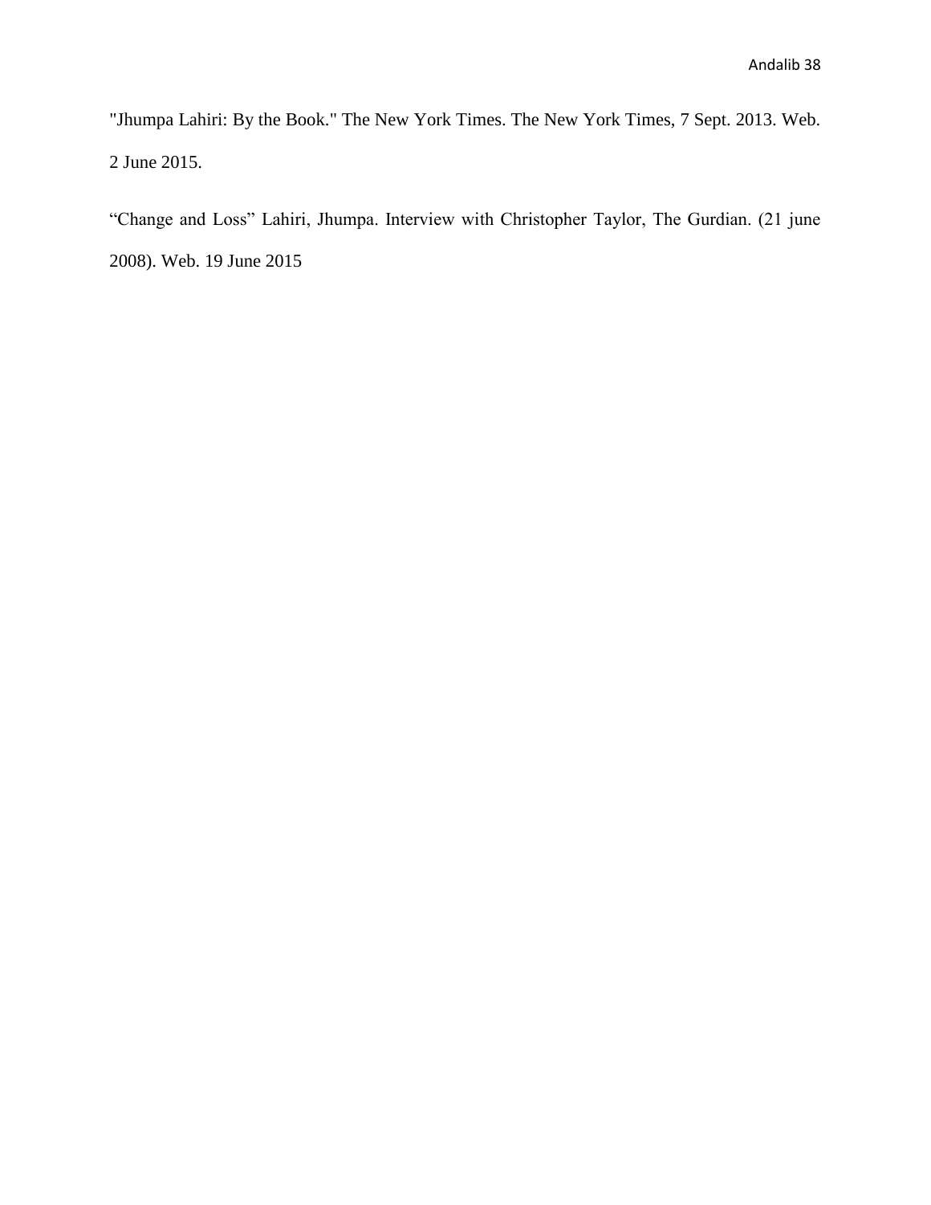"Jhumpa Lahiri: By the Book." The New York Times. The New York Times, 7 Sept. 2013. Web. 2 June 2015.

“Change and Loss” Lahiri, Jhumpa. Interview with Christopher Taylor, The Gurdian. (21 june 2008). Web. 19 June 2015